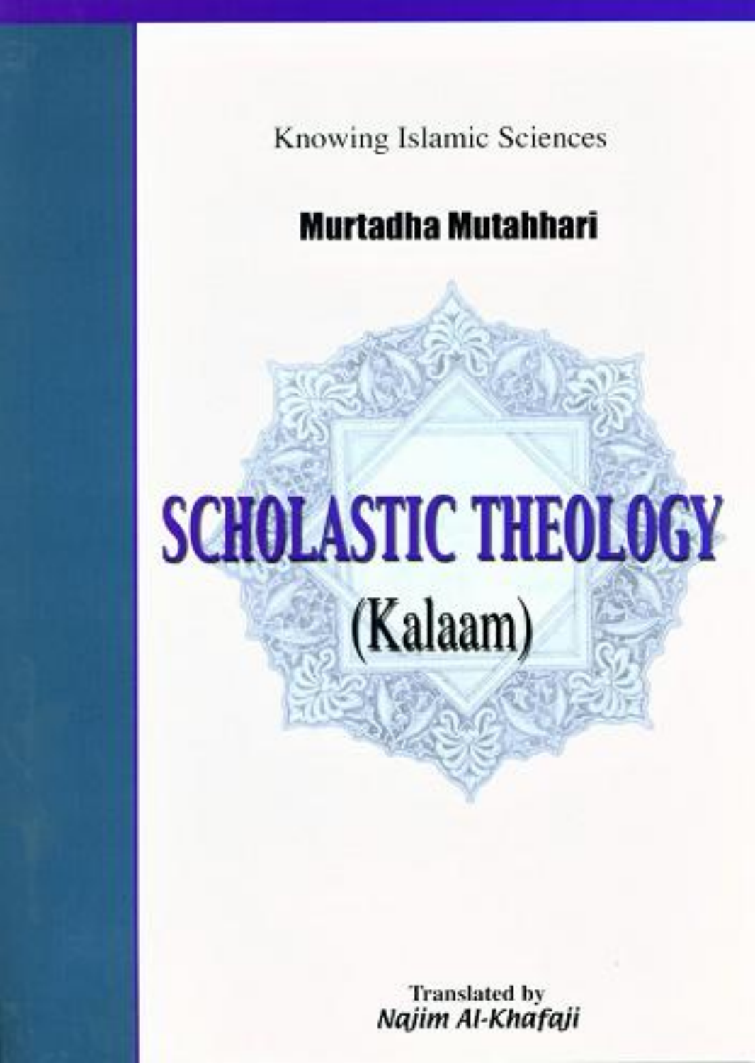Knowing Islamic Sciences

**Murtadha Mutahhari**

# SCHOLASTIC THEOLOGY

## (Kalaam)

Translated by

***Najim Al-Khafaji***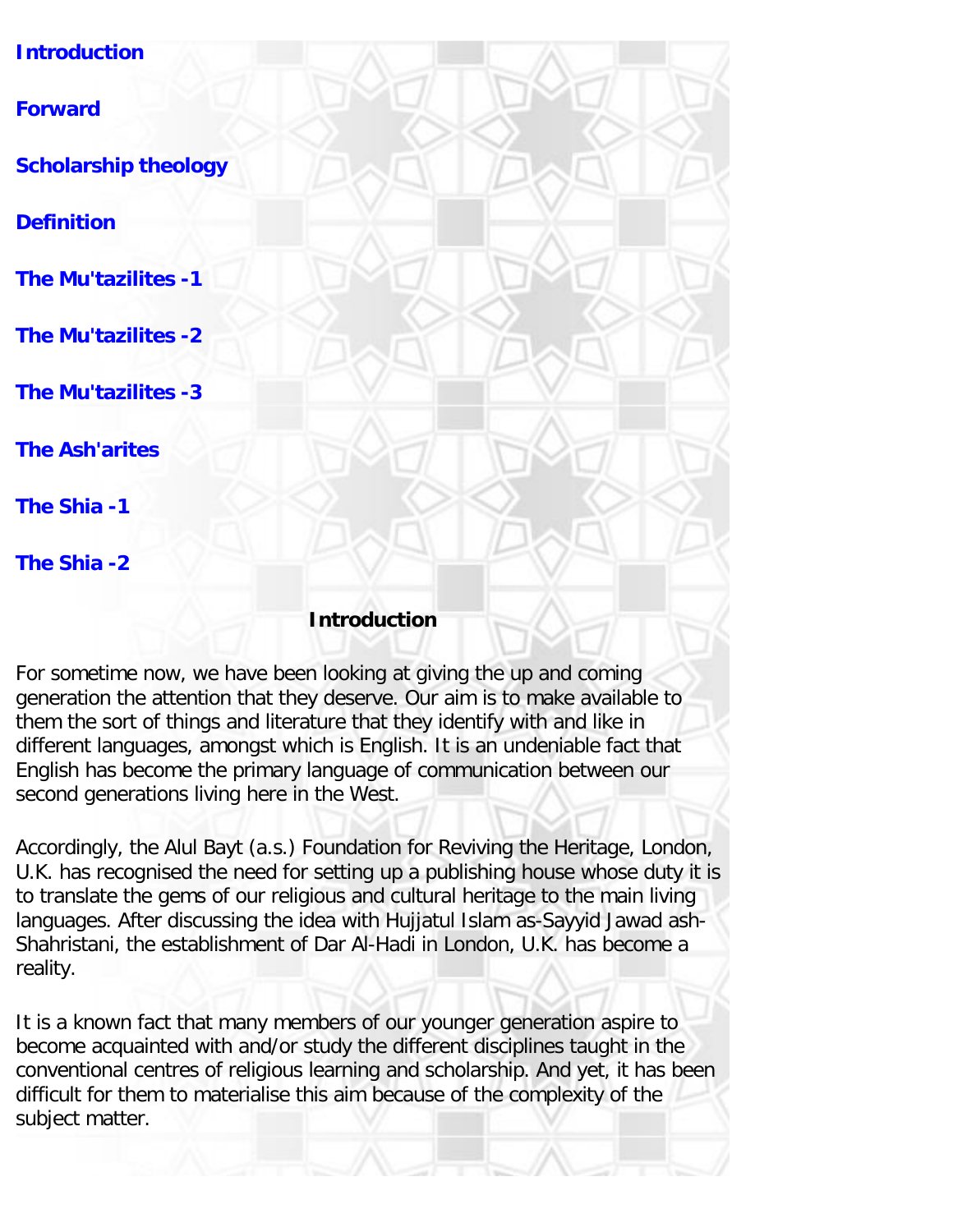**Introduction**

**Forward**

**Scholarship theology**

**Definition**

**The Mu'tazilites -1**

**The Mu'tazilites -2**

**The Mu'tazilites -3**

**The Ash'arites**

**The Shia -1**

**The Shia -2**

## Introduction

For sometime now, we have been looking at giving the up and coming generation the attention that they deserve. Our aim is to make available to them the sort of things and literature that they identify with and like in different languages, amongst which is English. It is an undeniable fact that English has become the primary language of communication between our second generations living here in the West.

Accordingly, the Alul Bayt (a.s.) Foundation for Reviving the Heritage, London, U.K. has recognised the need for setting up a publishing house whose duty it is to translate the gems of our religious and cultural heritage to the main living languages. After discussing the idea with Hujjatul Islam as-Sayyid Jawad ash-Shahristani, the establishment of Dar Al-Hadi in London, U.K. has become a reality.

It is a known fact that many members of our younger generation aspire to become acquainted with and/or study the different disciplines taught in the conventional centres of religious learning and scholarship. And yet, it has been difficult for them to materialise this aim because of the complexity of the subject matter.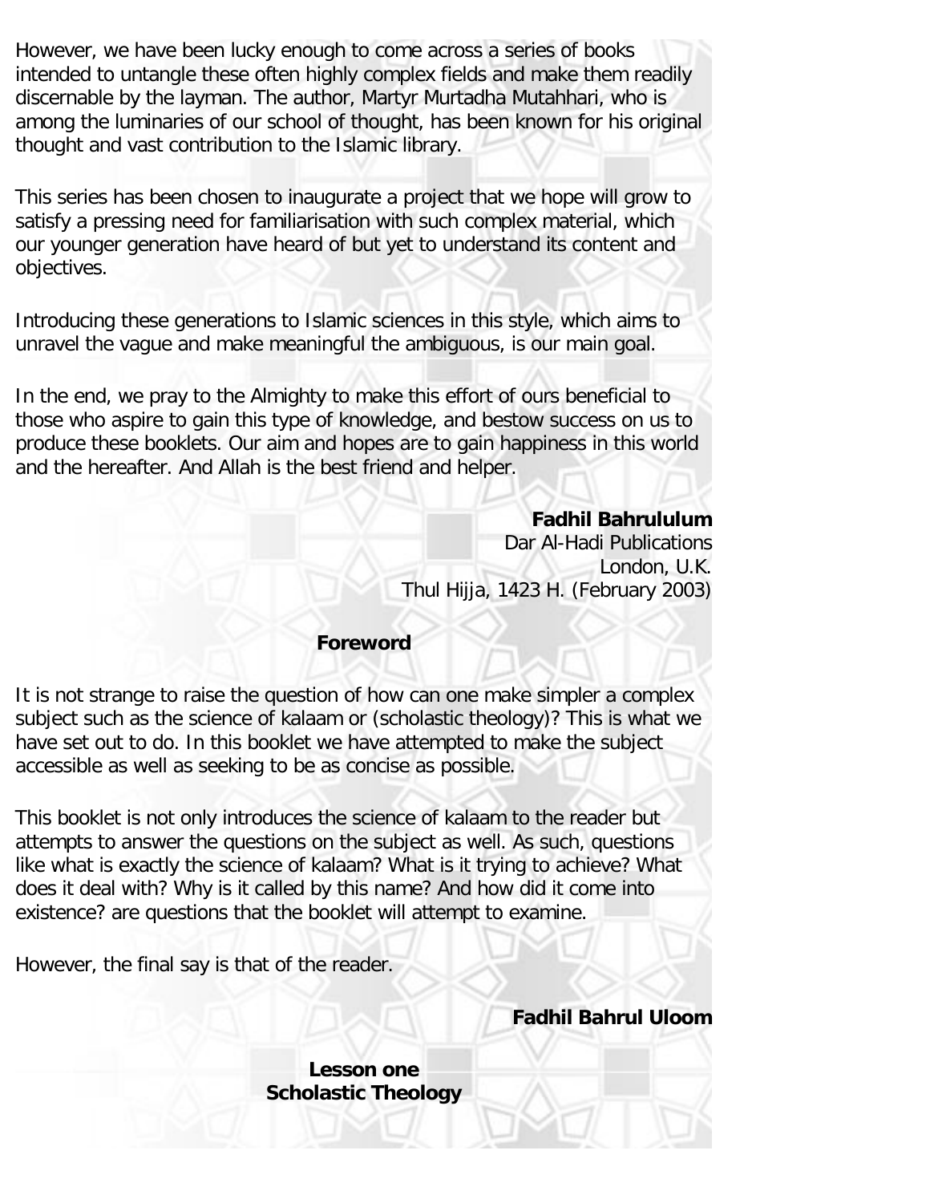However, we have been lucky enough to come across a series of books intended to untangle these often highly complex fields and make them readily discernable by the layman. The author, Martyr Murtadha Mutahhari, who is among the luminaries of our school of thought, has been known for his original thought and vast contribution to the Islamic library.

This series has been chosen to inaugurate a project that we hope will grow to satisfy a pressing need for familiarisation with such complex material, which our younger generation have heard of but yet to understand its content and objectives.

Introducing these generations to Islamic sciences in this style, which aims to unravel the vague and make meaningful the ambiguous, is our main goal.

In the end, we pray to the Almighty to make this effort of ours beneficial to those who aspire to gain this type of knowledge, and bestow success on us to produce these booklets. Our aim and hopes are to gain happiness in this world and the hereafter. And Allah is the best friend and helper.

**Fadhil Bahrululum**
Dar Al-Hadi Publications
London, U.K.
Thul Hijja, 1423 H. (February 2003)

## Foreword

It is not strange to raise the question of how can one make simpler a complex subject such as the science of kalaam or (scholastic theology)? This is what we have set out to do. In this booklet we have attempted to make the subject accessible as well as seeking to be as concise as possible.

This booklet is not only introduces the science of kalaam to the reader but attempts to answer the questions on the subject as well. As such, questions like what is exactly the science of kalaam? What is it trying to achieve? What does it deal with? Why is it called by this name? And how did it come into existence? are questions that the booklet will attempt to examine.

However, the final say is that of the reader.

**Fadhil Bahrul Uloom**

## Lesson one
## Scholastic Theology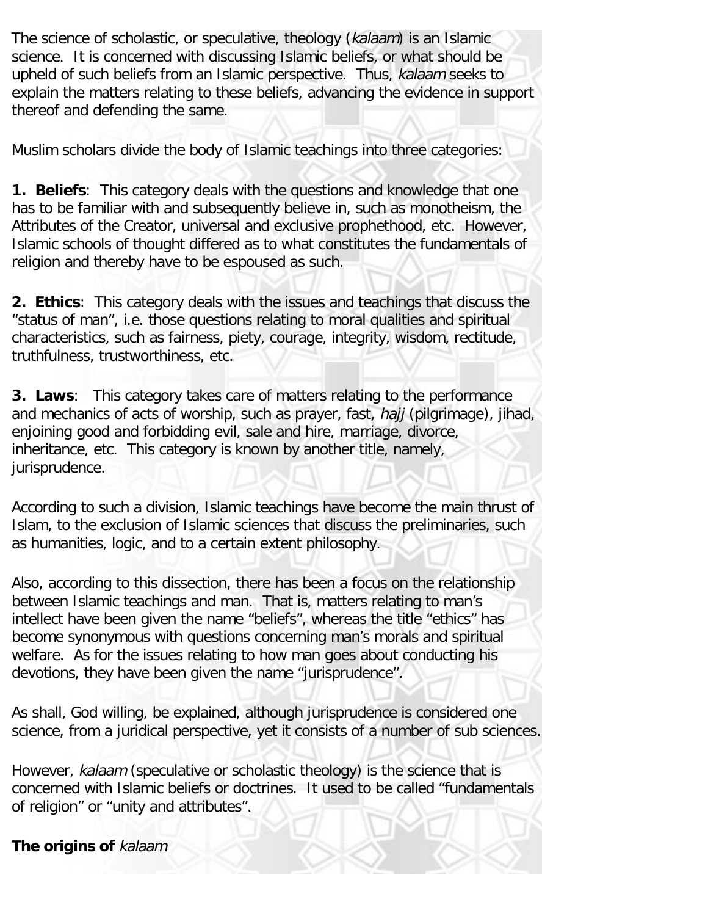The science of scholastic, or speculative, theology (*kalaam*) is an Islamic science. It is concerned with discussing Islamic beliefs, or what should be upheld of such beliefs from an Islamic perspective. Thus, *kalaam* seeks to explain the matters relating to these beliefs, advancing the evidence in support thereof and defending the same.

Muslim scholars divide the body of Islamic teachings into three categories:

**1. Beliefs**: This category deals with the questions and knowledge that one has to be familiar with and subsequently believe in, such as monotheism, the Attributes of the Creator, universal and exclusive prophethood, etc. However, Islamic schools of thought differed as to what constitutes the fundamentals of religion and thereby have to be espoused as such.

**2. Ethics**: This category deals with the issues and teachings that discuss the "status of man", i.e. those questions relating to moral qualities and spiritual characteristics, such as fairness, piety, courage, integrity, wisdom, rectitude, truthfulness, trustworthiness, etc.

**3. Laws**: This category takes care of matters relating to the performance and mechanics of acts of worship, such as prayer, fast, *hajj* (pilgrimage), jihad, enjoining good and forbidding evil, sale and hire, marriage, divorce, inheritance, etc. This category is known by another title, namely, jurisprudence.

According to such a division, Islamic teachings have become the main thrust of Islam, to the exclusion of Islamic sciences that discuss the preliminaries, such as humanities, logic, and to a certain extent philosophy.

Also, according to this dissection, there has been a focus on the relationship between Islamic teachings and man. That is, matters relating to man's intellect have been given the name "beliefs", whereas the title "ethics" has become synonymous with questions concerning man's morals and spiritual welfare. As for the issues relating to how man goes about conducting his devotions, they have been given the name "jurisprudence".

As shall, God willing, be explained, although jurisprudence is considered one science, from a juridical perspective, yet it consists of a number of sub sciences.

However, *kalaam* (speculative or scholastic theology) is the science that is concerned with Islamic beliefs or doctrines. It used to be called "fundamentals of religion" or "unity and attributes".

**The origins of *kalaam***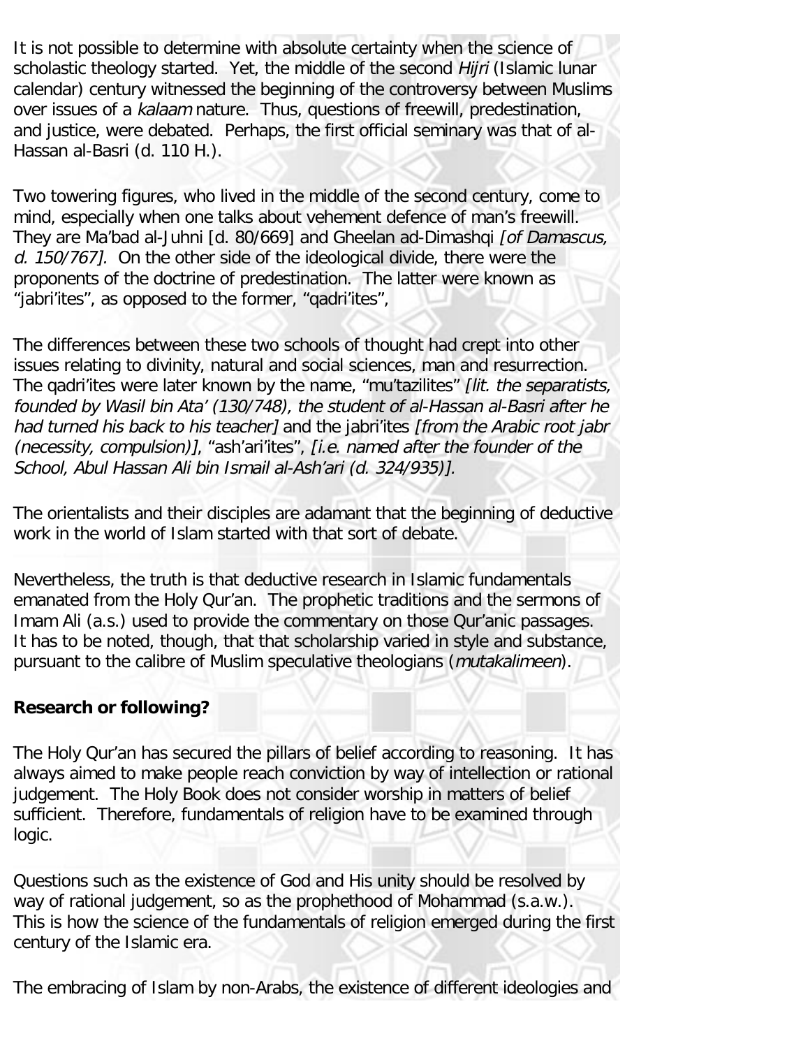It is not possible to determine with absolute certainty when the science of scholastic theology started. Yet, the middle of the second *Hijri* (Islamic lunar calendar) century witnessed the beginning of the controversy between Muslims over issues of a *kalaam* nature. Thus, questions of freewill, predestination, and justice, were debated. Perhaps, the first official seminary was that of al-Hassan al-Basri (d. 110 H.).

Two towering figures, who lived in the middle of the second century, come to mind, especially when one talks about vehement defence of man's freewill. They are Ma'bad al-Juhni [d. 80/669] and Gheelan ad-Dimashqi *[of Damascus, d. 150/767].* On the other side of the ideological divide, there were the proponents of the doctrine of predestination. The latter were known as "jabri'ites", as opposed to the former, "qadri'ites",

The differences between these two schools of thought had crept into other issues relating to divinity, natural and social sciences, man and resurrection. The qadri'ites were later known by the name, "mu'tazilites" *[lit. the separatists, founded by Wasil bin Ata' (130/748), the student of al-Hassan al-Basri after he had turned his back to his teacher]* and the jabri'ites *[from the Arabic root jabr (necessity, compulsion)]*, "ash'ari'ites", *[i.e. named after the founder of the School, Abul Hassan Ali bin Ismail al-Ash'ari (d. 324/935)].*

The orientalists and their disciples are adamant that the beginning of deductive work in the world of Islam started with that sort of debate.

Nevertheless, the truth is that deductive research in Islamic fundamentals emanated from the Holy Qur'an. The prophetic traditions and the sermons of Imam Ali (a.s.) used to provide the commentary on those Qur'anic passages. It has to be noted, though, that that scholarship varied in style and substance, pursuant to the calibre of Muslim speculative theologians (*mutakalimeen*).

**Research or following?**

The Holy Qur'an has secured the pillars of belief according to reasoning. It has always aimed to make people reach conviction by way of intellection or rational judgement. The Holy Book does not consider worship in matters of belief sufficient. Therefore, fundamentals of religion have to be examined through logic.

Questions such as the existence of God and His unity should be resolved by way of rational judgement, so as the prophethood of Mohammad (s.a.w.). This is how the science of the fundamentals of religion emerged during the first century of the Islamic era.

The embracing of Islam by non-Arabs, the existence of different ideologies and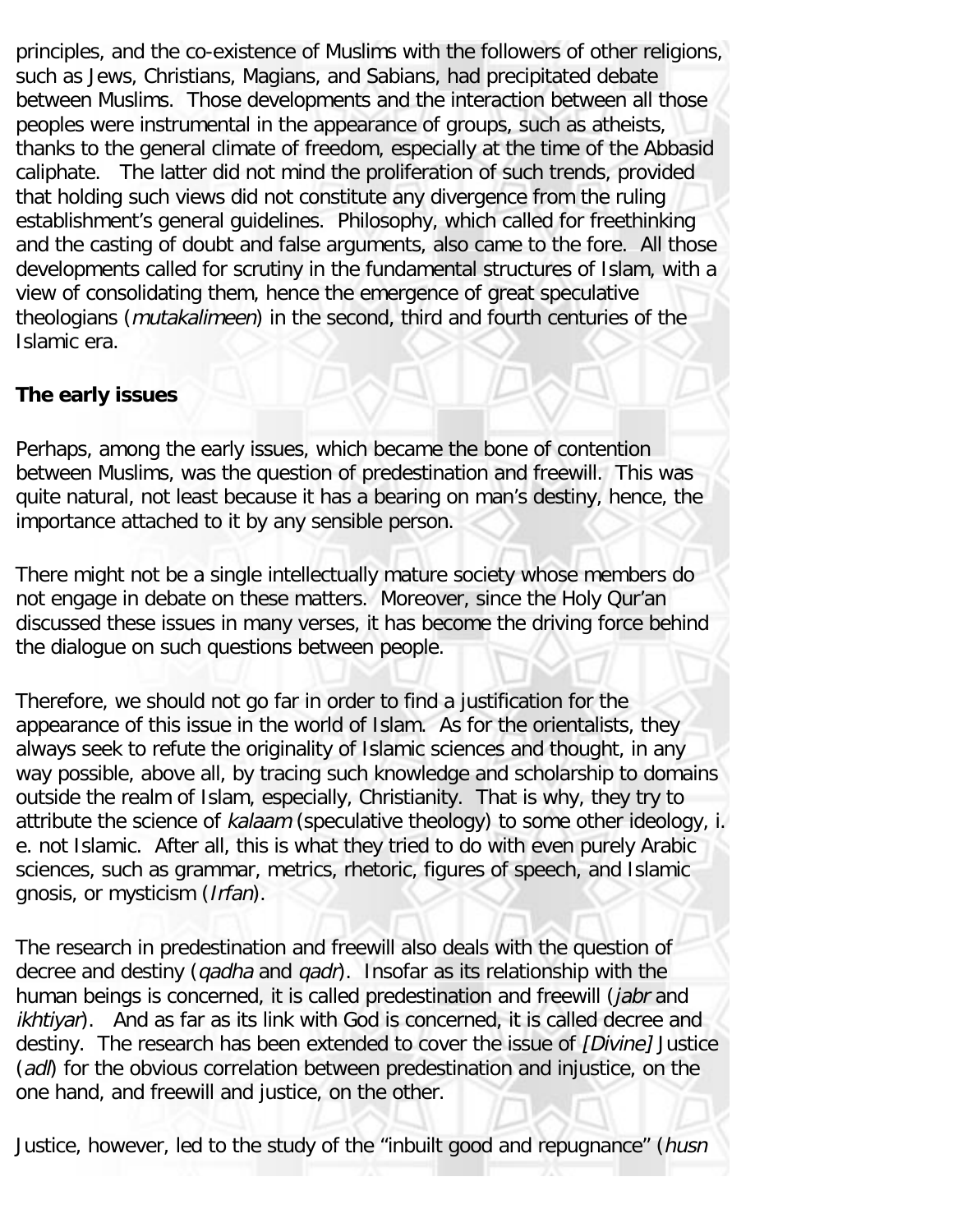principles, and the co-existence of Muslims with the followers of other religions, such as Jews, Christians, Magians, and Sabians, had precipitated debate between Muslims. Those developments and the interaction between all those peoples were instrumental in the appearance of groups, such as atheists, thanks to the general climate of freedom, especially at the time of the Abbasid caliphate. The latter did not mind the proliferation of such trends, provided that holding such views did not constitute any divergence from the ruling establishment's general guidelines. Philosophy, which called for freethinking and the casting of doubt and false arguments, also came to the fore. All those developments called for scrutiny in the fundamental structures of Islam, with a view of consolidating them, hence the emergence of great speculative theologians (*mutakalimeen*) in the second, third and fourth centuries of the Islamic era.

**The early issues**

Perhaps, among the early issues, which became the bone of contention between Muslims, was the question of predestination and freewill. This was quite natural, not least because it has a bearing on man's destiny, hence, the importance attached to it by any sensible person.

There might not be a single intellectually mature society whose members do not engage in debate on these matters. Moreover, since the Holy Qur'an discussed these issues in many verses, it has become the driving force behind the dialogue on such questions between people.

Therefore, we should not go far in order to find a justification for the appearance of this issue in the world of Islam. As for the orientalists, they always seek to refute the originality of Islamic sciences and thought, in any way possible, above all, by tracing such knowledge and scholarship to domains outside the realm of Islam, especially, Christianity. That is why, they try to attribute the science of *kalaam* (speculative theology) to some other ideology, i. e. not Islamic. After all, this is what they tried to do with even purely Arabic sciences, such as grammar, metrics, rhetoric, figures of speech, and Islamic gnosis, or mysticism (*Irfan*).

The research in predestination and freewill also deals with the question of decree and destiny (*qadha* and *qadr*). Insofar as its relationship with the human beings is concerned, it is called predestination and freewill (*jabr* and *ikhtiyar*). And as far as its link with God is concerned, it is called decree and destiny. The research has been extended to cover the issue of *[Divine]* Justice (*adl*) for the obvious correlation between predestination and injustice, on the one hand, and freewill and justice, on the other.

Justice, however, led to the study of the "inbuilt good and repugnance" (*husn*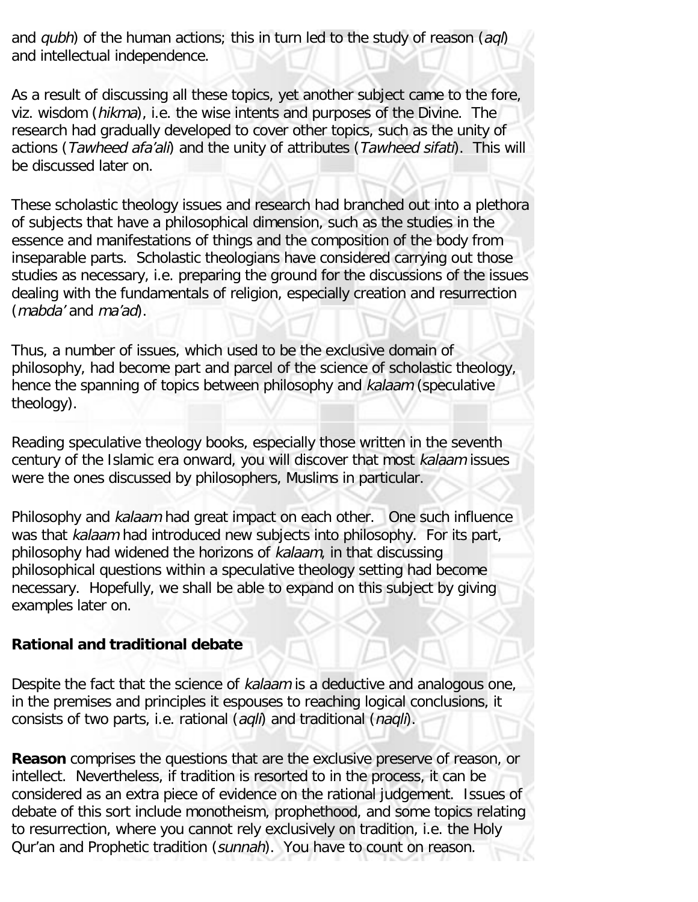and *qubh*) of the human actions; this in turn led to the study of reason (*aql*) and intellectual independence.

As a result of discussing all these topics, yet another subject came to the fore, viz. wisdom (*hikma*), i.e. the wise intents and purposes of the Divine. The research had gradually developed to cover other topics, such as the unity of actions (*Tawheed afa'ali*) and the unity of attributes (*Tawheed sifati*). This will be discussed later on.

These scholastic theology issues and research had branched out into a plethora of subjects that have a philosophical dimension, such as the studies in the essence and manifestations of things and the composition of the body from inseparable parts. Scholastic theologians have considered carrying out those studies as necessary, i.e. preparing the ground for the discussions of the issues dealing with the fundamentals of religion, especially creation and resurrection (*mabda'* and *ma'ad*).

Thus, a number of issues, which used to be the exclusive domain of philosophy, had become part and parcel of the science of scholastic theology, hence the spanning of topics between philosophy and *kalaam* (speculative theology).

Reading speculative theology books, especially those written in the seventh century of the Islamic era onward, you will discover that most *kalaam* issues were the ones discussed by philosophers, Muslims in particular.

Philosophy and *kalaam* had great impact on each other. One such influence was that *kalaam* had introduced new subjects into philosophy. For its part, philosophy had widened the horizons of *kalaam*, in that discussing philosophical questions within a speculative theology setting had become necessary. Hopefully, we shall be able to expand on this subject by giving examples later on.

**Rational and traditional debate**

Despite the fact that the science of *kalaam* is a deductive and analogous one, in the premises and principles it espouses to reaching logical conclusions, it consists of two parts, i.e. rational (*aqli*) and traditional (*naqli*).

**Reason** comprises the questions that are the exclusive preserve of reason, or intellect. Nevertheless, if tradition is resorted to in the process, it can be considered as an extra piece of evidence on the rational judgement. Issues of debate of this sort include monotheism, prophethood, and some topics relating to resurrection, where you cannot rely exclusively on tradition, i.e. the Holy Qur'an and Prophetic tradition (*sunnah*). You have to count on reason.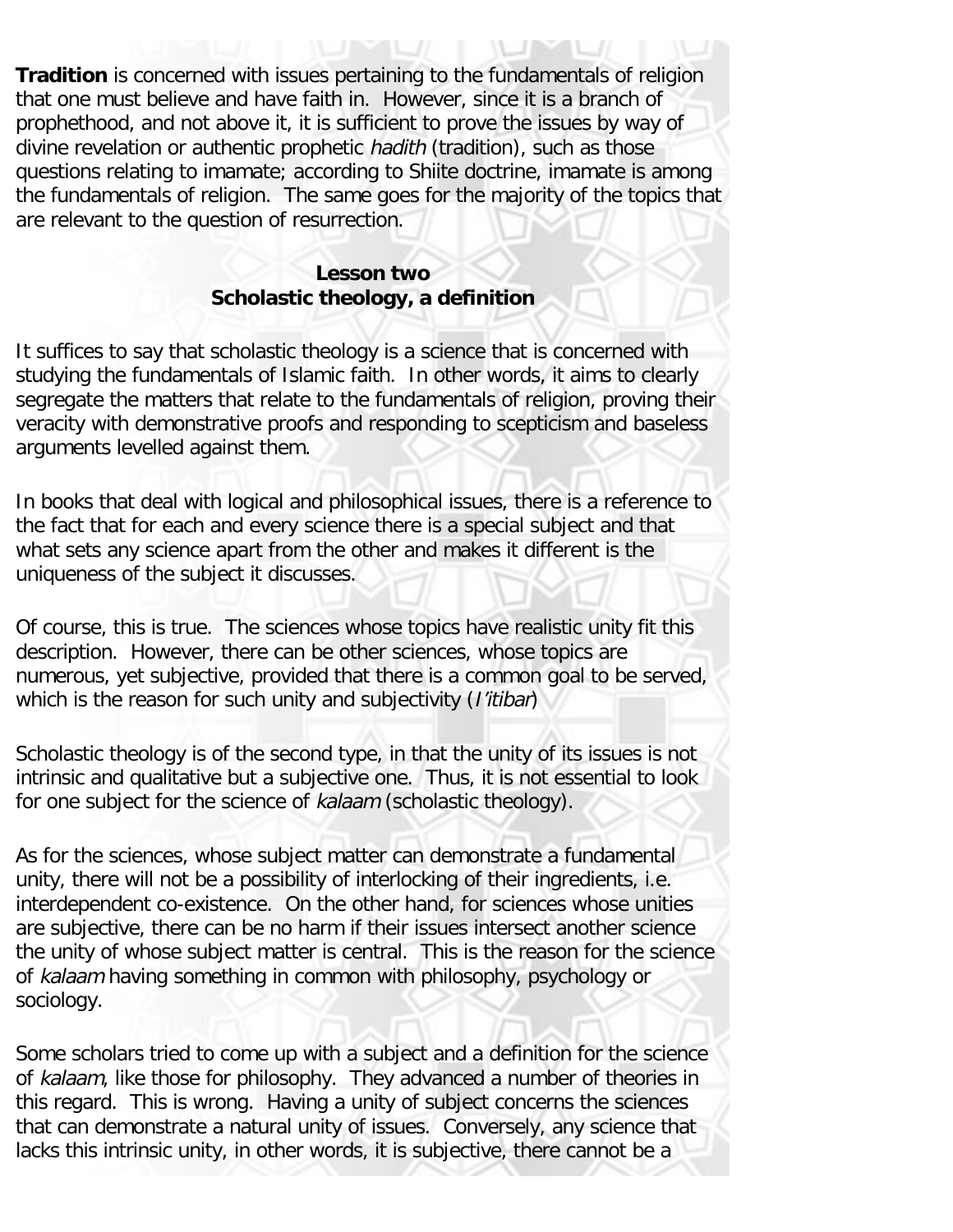**Tradition** is concerned with issues pertaining to the fundamentals of religion that one must believe and have faith in. However, since it is a branch of prophethood, and not above it, it is sufficient to prove the issues by way of divine revelation or authentic prophetic *hadith* (tradition), such as those questions relating to imamate; according to Shiite doctrine, imamate is among the fundamentals of religion. The same goes for the majority of the topics that are relevant to the question of resurrection.

## Lesson two
## Scholastic theology, a definition

It suffices to say that scholastic theology is a science that is concerned with studying the fundamentals of Islamic faith. In other words, it aims to clearly segregate the matters that relate to the fundamentals of religion, proving their veracity with demonstrative proofs and responding to scepticism and baseless arguments levelled against them.

In books that deal with logical and philosophical issues, there is a reference to the fact that for each and every science there is a special subject and that what sets any science apart from the other and makes it different is the uniqueness of the subject it discusses.

Of course, this is true. The sciences whose topics have realistic unity fit this description. However, there can be other sciences, whose topics are numerous, yet subjective, provided that there is a common goal to be served, which is the reason for such unity and subjectivity (*I'itibar*)

Scholastic theology is of the second type, in that the unity of its issues is not intrinsic and qualitative but a subjective one. Thus, it is not essential to look for one subject for the science of *kalaam* (scholastic theology).

As for the sciences, whose subject matter can demonstrate a fundamental unity, there will not be a possibility of interlocking of their ingredients, i.e. interdependent co-existence. On the other hand, for sciences whose unities are subjective, there can be no harm if their issues intersect another science the unity of whose subject matter is central. This is the reason for the science of *kalaam* having something in common with philosophy, psychology or sociology.

Some scholars tried to come up with a subject and a definition for the science of *kalaam*, like those for philosophy. They advanced a number of theories in this regard. This is wrong. Having a unity of subject concerns the sciences that can demonstrate a natural unity of issues. Conversely, any science that lacks this intrinsic unity, in other words, it is subjective, there cannot be a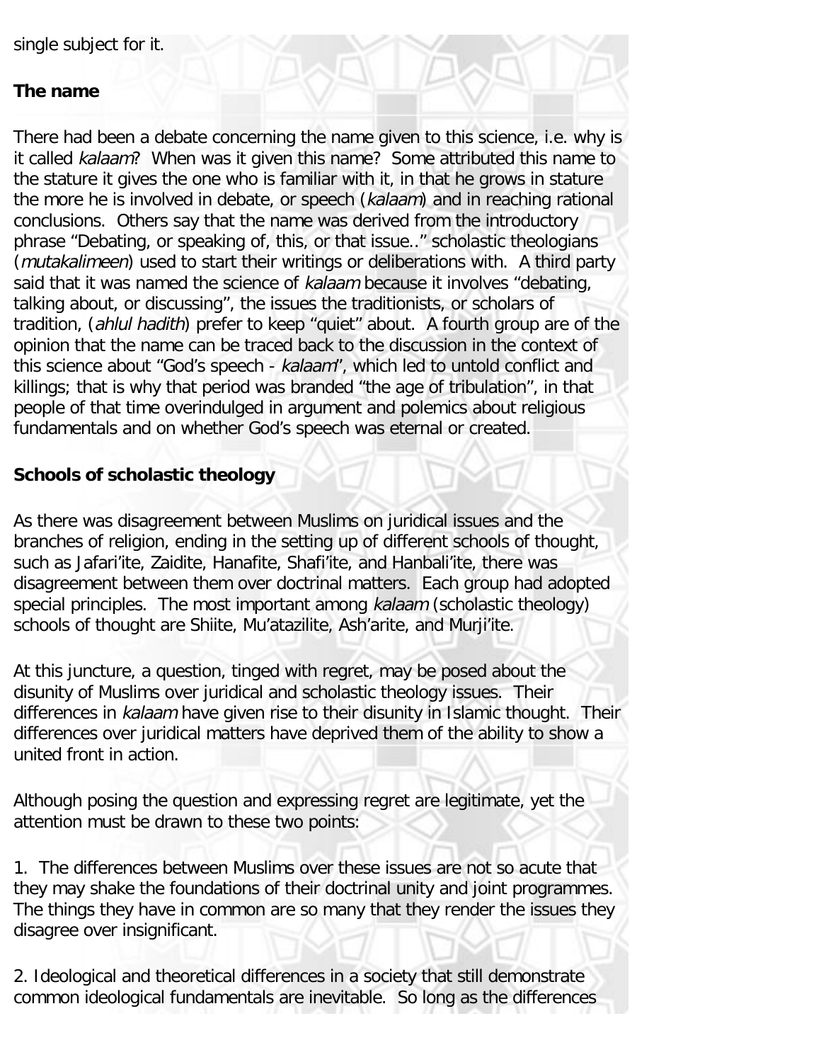single subject for it.

**The name**

There had been a debate concerning the name given to this science, i.e. why is it called *kalaam*? When was it given this name? Some attributed this name to the stature it gives the one who is familiar with it, in that he grows in stature the more he is involved in debate, or speech (*kalaam*) and in reaching rational conclusions. Others say that the name was derived from the introductory phrase "Debating, or speaking of, this, or that issue.." scholastic theologians (*mutakalimeen*) used to start their writings or deliberations with. A third party said that it was named the science of *kalaam* because it involves "debating, talking about, or discussing", the issues the traditionists, or scholars of tradition, (*ahlul hadith*) prefer to keep "quiet" about. A fourth group are of the opinion that the name can be traced back to the discussion in the context of this science about "God's speech - *kalaam*", which led to untold conflict and killings; that is why that period was branded "the age of tribulation", in that people of that time overindulged in argument and polemics about religious fundamentals and on whether God's speech was eternal or created.

**Schools of scholastic theology**

As there was disagreement between Muslims on juridical issues and the branches of religion, ending in the setting up of different schools of thought, such as Jafari'ite, Zaidite, Hanafite, Shafi'ite, and Hanbali'ite, there was disagreement between them over doctrinal matters. Each group had adopted special principles. The most important among *kalaam* (scholastic theology) schools of thought are Shiite, Mu'atazilite, Ash'arite, and Murji'ite.

At this juncture, a question, tinged with regret, may be posed about the disunity of Muslims over juridical and scholastic theology issues. Their differences in *kalaam* have given rise to their disunity in Islamic thought. Their differences over juridical matters have deprived them of the ability to show a united front in action.

Although posing the question and expressing regret are legitimate, yet the attention must be drawn to these two points:

1. The differences between Muslims over these issues are not so acute that they may shake the foundations of their doctrinal unity and joint programmes. The things they have in common are so many that they render the issues they disagree over insignificant.

2. Ideological and theoretical differences in a society that still demonstrate common ideological fundamentals are inevitable. So long as the differences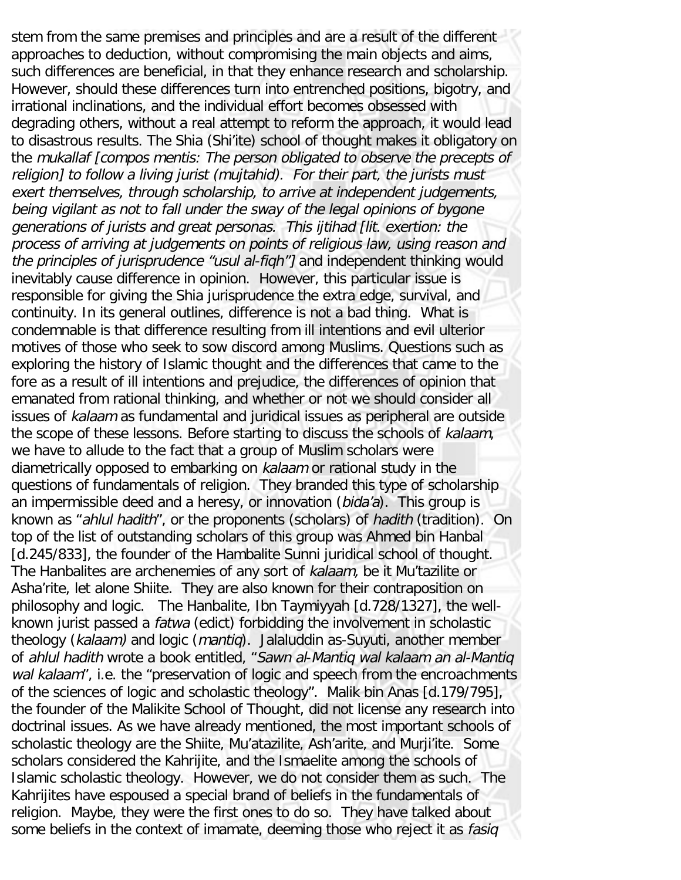stem from the same premises and principles and are a result of the different approaches to deduction, without compromising the main objects and aims, such differences are beneficial, in that they enhance research and scholarship. However, should these differences turn into entrenched positions, bigotry, and irrational inclinations, and the individual effort becomes obsessed with degrading others, without a real attempt to reform the approach, it would lead to disastrous results. The Shia (Shi'ite) school of thought makes it obligatory on the *mukallaf [compos mentis: The person obligated to observe the precepts of religion]* to follow a living jurist (mujtahid). *For their part, the jurists must exert themselves, through scholarship, to arrive at independent judgements, being vigilant as not to fall under the sway of the legal opinions of bygone generations of jurists and great personas. This ijtihad [lit. exertion: the process of arriving at judgements on points of religious law, using reason and the principles of jurisprudence "usul al-fiqh"]* and independent thinking would inevitably cause difference in opinion. However, this particular issue is responsible for giving the Shia jurisprudence the extra edge, survival, and continuity. In its general outlines, difference is not a bad thing. What is condemnable is that difference resulting from ill intentions and evil ulterior motives of those who seek to sow discord among Muslims. Questions such as exploring the history of Islamic thought and the differences that came to the fore as a result of ill intentions and prejudice, the differences of opinion that emanated from rational thinking, and whether or not we should consider all issues of *kalaam* as fundamental and juridical issues as peripheral are outside the scope of these lessons. Before starting to discuss the schools of *kalaam*, we have to allude to the fact that a group of Muslim scholars were diametrically opposed to embarking on *kalaam* or rational study in the questions of fundamentals of religion. They branded this type of scholarship an impermissible deed and a heresy, or innovation (*bida'a*). This group is known as "*ahlul hadith*", or the proponents (scholars) of *hadith* (tradition). On top of the list of outstanding scholars of this group was Ahmed bin Hanbal [d.245/833], the founder of the Hambalite Sunni juridical school of thought. The Hanbalites are archenemies of any sort of *kalaam,* be it Mu'tazilite or Asha'rite, let alone Shiite. They are also known for their contraposition on philosophy and logic. The Hanbalite, Ibn Taymiyyah [d.728/1327], the well-known jurist passed a *fatwa* (edict) forbidding the involvement in scholastic theology (*kalaam)* and logic (*mantiq*). Jalaluddin as-Suyuti, another member of *ahlul hadith* wrote a book entitled, "*Sawn al-Mantiq wal kalaam an al-Mantiq wal kalaam*", i.e. the "preservation of logic and speech from the encroachments of the sciences of logic and scholastic theology". Malik bin Anas [d.179/795], the founder of the Malikite School of Thought, did not license any research into doctrinal issues. As we have already mentioned, the most important schools of scholastic theology are the Shiite, Mu'atazilite, Ash'arite, and Murji'ite. Some scholars considered the Kahrijite, and the Ismaelite among the schools of Islamic scholastic theology. However, we do not consider them as such. The Kahrijites have espoused a special brand of beliefs in the fundamentals of religion. Maybe, they were the first ones to do so. They have talked about some beliefs in the context of imamate, deeming those who reject it as *fasiq*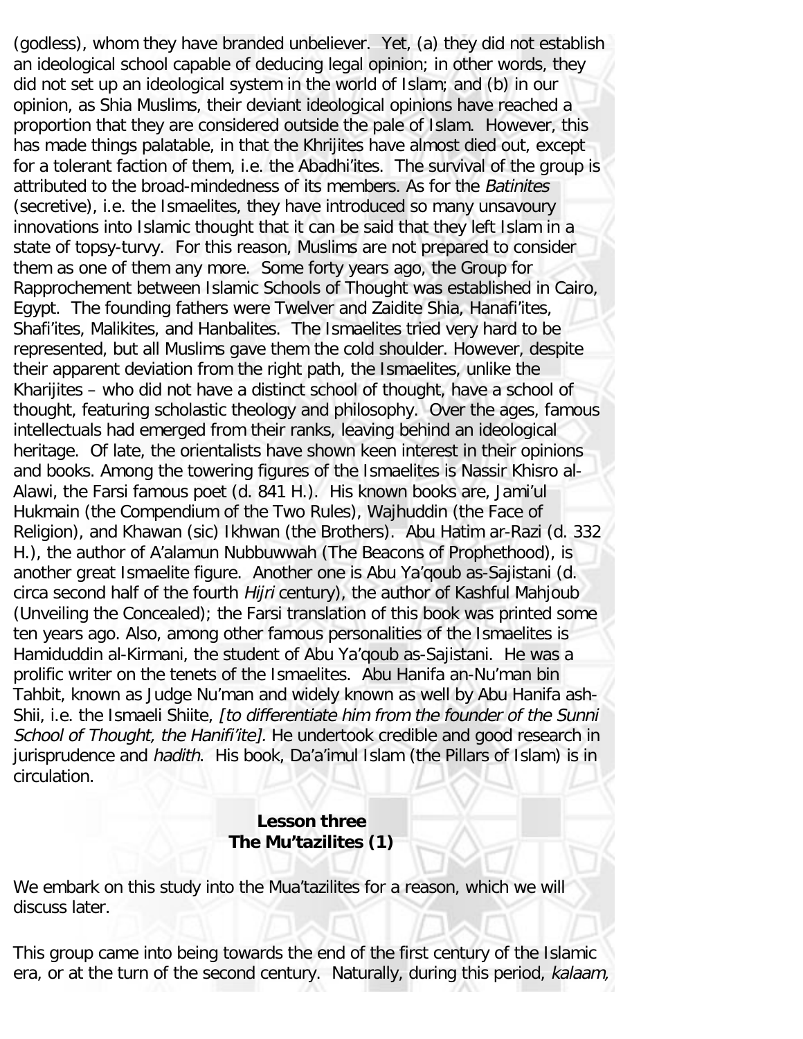(godless), whom they have branded unbeliever. Yet, (a) they did not establish an ideological school capable of deducing legal opinion; in other words, they did not set up an ideological system in the world of Islam; and (b) in our opinion, as Shia Muslims, their deviant ideological opinions have reached a proportion that they are considered outside the pale of Islam. However, this has made things palatable, in that the Khrijites have almost died out, except for a tolerant faction of them, i.e. the Abadhi'ites. The survival of the group is attributed to the broad-mindedness of its members. As for the *Batinites* (secretive), i.e. the Ismaelites, they have introduced so many unsavoury innovations into Islamic thought that it can be said that they left Islam in a state of topsy-turvy. For this reason, Muslims are not prepared to consider them as one of them any more. Some forty years ago, the Group for Rapprochement between Islamic Schools of Thought was established in Cairo, Egypt. The founding fathers were Twelver and Zaidite Shia, Hanafi'ites, Shafi'ites, Malikites, and Hanbalites. The Ismaelites tried very hard to be represented, but all Muslims gave them the cold shoulder. However, despite their apparent deviation from the right path, the Ismaelites, unlike the Kharijites – who did not have a distinct school of thought, have a school of thought, featuring scholastic theology and philosophy. Over the ages, famous intellectuals had emerged from their ranks, leaving behind an ideological heritage. Of late, the orientalists have shown keen interest in their opinions and books. Among the towering figures of the Ismaelites is Nassir Khisro al-Alawi, the Farsi famous poet (d. 841 H.). His known books are, Jami'ul Hukmain (the Compendium of the Two Rules), Wajhuddin (the Face of Religion), and Khawan (sic) Ikhwan (the Brothers). Abu Hatim ar-Razi (d. 332 H.), the author of A'alamun Nubbuwwah (The Beacons of Prophethood), is another great Ismaelite figure. Another one is Abu Ya'qoub as-Sajistani (d. circa second half of the fourth *Hijri* century), the author of Kashful Mahjoub (Unveiling the Concealed); the Farsi translation of this book was printed some ten years ago. Also, among other famous personalities of the Ismaelites is Hamiduddin al-Kirmani, the student of Abu Ya'qoub as-Sajistani. He was a prolific writer on the tenets of the Ismaelites. Abu Hanifa an-Nu'man bin Tahbit, known as Judge Nu'man and widely known as well by Abu Hanifa ash-Shii, i.e. the Ismaeli Shiite, *[to differentiate him from the founder of the Sunni School of Thought, the Hanifi'ite].* He undertook credible and good research in jurisprudence and *hadith*. His book, Da'a'imul Islam (the Pillars of Islam) is in circulation.

## Lesson three
## The Mu'tazilites (1)

We embark on this study into the Mua'tazilites for a reason, which we will discuss later.

This group came into being towards the end of the first century of the Islamic era, or at the turn of the second century. Naturally, during this period, *kalaam,*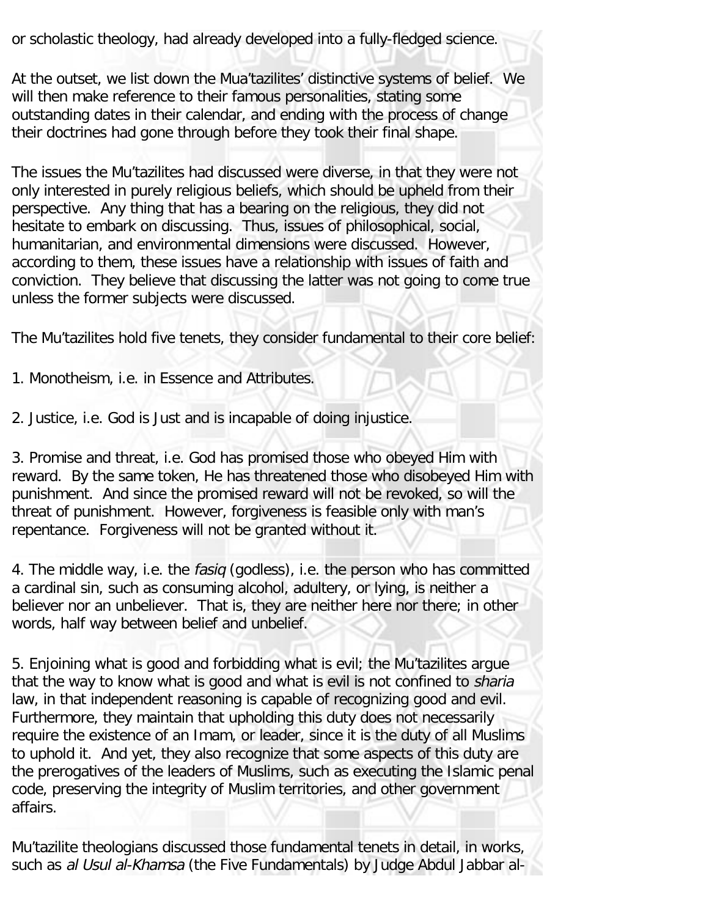or scholastic theology, had already developed into a fully-fledged science.

At the outset, we list down the Mua'tazilites' distinctive systems of belief. We will then make reference to their famous personalities, stating some outstanding dates in their calendar, and ending with the process of change their doctrines had gone through before they took their final shape.

The issues the Mu'tazilites had discussed were diverse, in that they were not only interested in purely religious beliefs, which should be upheld from their perspective. Any thing that has a bearing on the religious, they did not hesitate to embark on discussing. Thus, issues of philosophical, social, humanitarian, and environmental dimensions were discussed. However, according to them, these issues have a relationship with issues of faith and conviction. They believe that discussing the latter was not going to come true unless the former subjects were discussed.

The Mu'tazilites hold five tenets, they consider fundamental to their core belief:

1. Monotheism, i.e. in Essence and Attributes.

2. Justice, i.e. God is Just and is incapable of doing injustice.

3. Promise and threat, i.e. God has promised those who obeyed Him with reward. By the same token, He has threatened those who disobeyed Him with punishment. And since the promised reward will not be revoked, so will the threat of punishment. However, forgiveness is feasible only with man's repentance. Forgiveness will not be granted without it.

4. The middle way, i.e. the *fasiq* (godless), i.e. the person who has committed a cardinal sin, such as consuming alcohol, adultery, or lying, is neither a believer nor an unbeliever. That is, they are neither here nor there; in other words, half way between belief and unbelief.

5. Enjoining what is good and forbidding what is evil; the Mu'tazilites argue that the way to know what is good and what is evil is not confined to *sharia* law, in that independent reasoning is capable of recognizing good and evil. Furthermore, they maintain that upholding this duty does not necessarily require the existence of an Imam, or leader, since it is the duty of all Muslims to uphold it. And yet, they also recognize that some aspects of this duty are the prerogatives of the leaders of Muslims, such as executing the Islamic penal code, preserving the integrity of Muslim territories, and other government affairs.

Mu'tazilite theologians discussed those fundamental tenets in detail, in works, such as *al Usul al-Khamsa* (the Five Fundamentals) by Judge Abdul Jabbar al-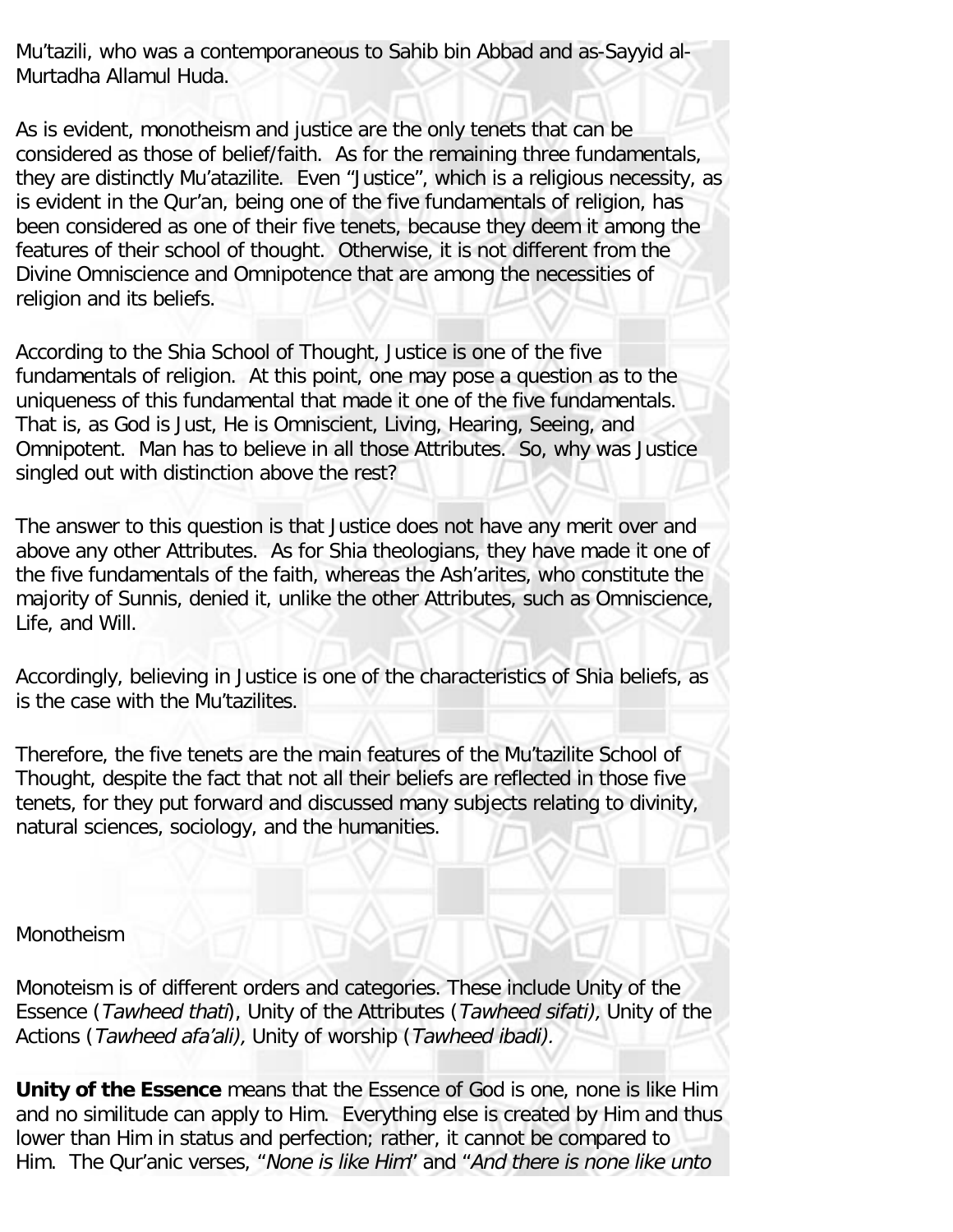Mu'tazili, who was a contemporaneous to Sahib bin Abbad and as-Sayyid al-Murtadha Allamul Huda.

As is evident, monotheism and justice are the only tenets that can be considered as those of belief/faith. As for the remaining three fundamentals, they are distinctly Mu'atazilite. Even "Justice", which is a religious necessity, as is evident in the Qur'an, being one of the five fundamentals of religion, has been considered as one of their five tenets, because they deem it among the features of their school of thought. Otherwise, it is not different from the Divine Omniscience and Omnipotence that are among the necessities of religion and its beliefs.

According to the Shia School of Thought, Justice is one of the five fundamentals of religion. At this point, one may pose a question as to the uniqueness of this fundamental that made it one of the five fundamentals. That is, as God is Just, He is Omniscient, Living, Hearing, Seeing, and Omnipotent. Man has to believe in all those Attributes. So, why was Justice singled out with distinction above the rest?

The answer to this question is that Justice does not have any merit over and above any other Attributes. As for Shia theologians, they have made it one of the five fundamentals of the faith, whereas the Ash'arites, who constitute the majority of Sunnis, denied it, unlike the other Attributes, such as Omniscience, Life, and Will.

Accordingly, believing in Justice is one of the characteristics of Shia beliefs, as is the case with the Mu'tazilites.

Therefore, the five tenets are the main features of the Mu'tazilite School of Thought, despite the fact that not all their beliefs are reflected in those five tenets, for they put forward and discussed many subjects relating to divinity, natural sciences, sociology, and the humanities.

## Monotheism

Monoteism is of different orders and categories. These include Unity of the Essence (*Tawheed thati*), Unity of the Attributes (*Tawheed sifati)*, Unity of the Actions (*Tawheed afa'ali)*, Unity of worship (*Tawheed ibadi)*.

**Unity of the Essence** means that the Essence of God is one, none is like Him and no similitude can apply to Him. Everything else is created by Him and thus lower than Him in status and perfection; rather, it cannot be compared to Him. The Qur'anic verses, "*None is like Him*" and "*And there is none like unto*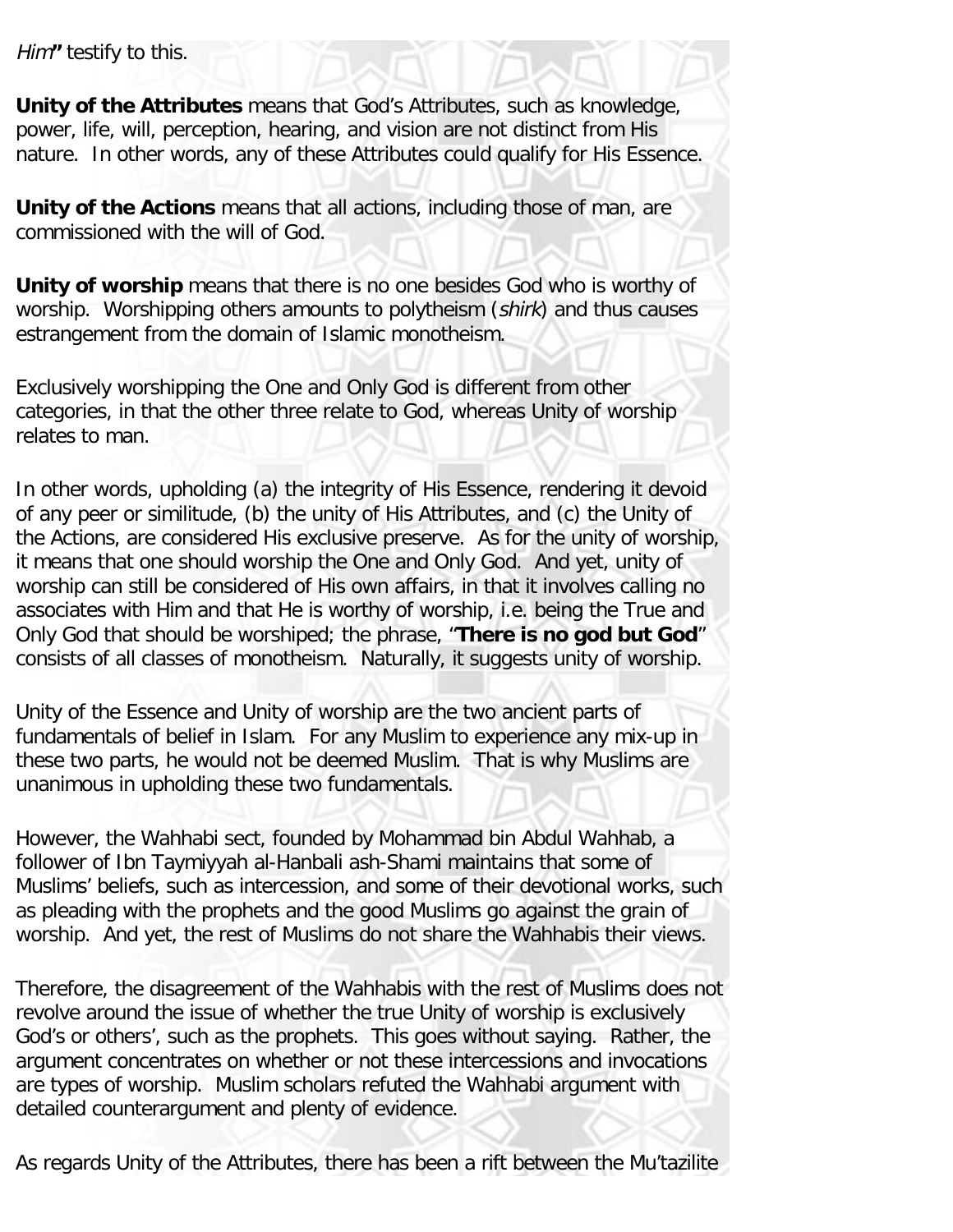*Him*" testify to this.

**Unity of the Attributes** means that God's Attributes, such as knowledge, power, life, will, perception, hearing, and vision are not distinct from His nature. In other words, any of these Attributes could qualify for His Essence.

**Unity of the Actions** means that all actions, including those of man, are commissioned with the will of God.

**Unity of worship** means that there is no one besides God who is worthy of worship. Worshipping others amounts to polytheism (*shirk*) and thus causes estrangement from the domain of Islamic monotheism.

Exclusively worshipping the One and Only God is different from other categories, in that the other three relate to God, whereas Unity of worship relates to man.

In other words, upholding (a) the integrity of His Essence, rendering it devoid of any peer or similitude, (b) the unity of His Attributes, and (c) the Unity of the Actions, are considered His exclusive preserve. As for the unity of worship, it means that one should worship the One and Only God. And yet, unity of worship can still be considered of His own affairs, in that it involves calling no associates with Him and that He is worthy of worship, i.e. being the True and Only God that should be worshiped; the phrase, "**There is no god but God**" consists of all classes of monotheism. Naturally, it suggests unity of worship.

Unity of the Essence and Unity of worship are the two ancient parts of fundamentals of belief in Islam. For any Muslim to experience any mix-up in these two parts, he would not be deemed Muslim. That is why Muslims are unanimous in upholding these two fundamentals.

However, the Wahhabi sect, founded by Mohammad bin Abdul Wahhab, a follower of Ibn Taymiyyah al-Hanbali ash-Shami maintains that some of Muslims' beliefs, such as intercession, and some of their devotional works, such as pleading with the prophets and the good Muslims go against the grain of worship. And yet, the rest of Muslims do not share the Wahhabis their views.

Therefore, the disagreement of the Wahhabis with the rest of Muslims does not revolve around the issue of whether the true Unity of worship is exclusively God's or others', such as the prophets. This goes without saying. Rather, the argument concentrates on whether or not these intercessions and invocations are types of worship. Muslim scholars refuted the Wahhabi argument with detailed counterargument and plenty of evidence.

As regards Unity of the Attributes, there has been a rift between the Mu'tazilite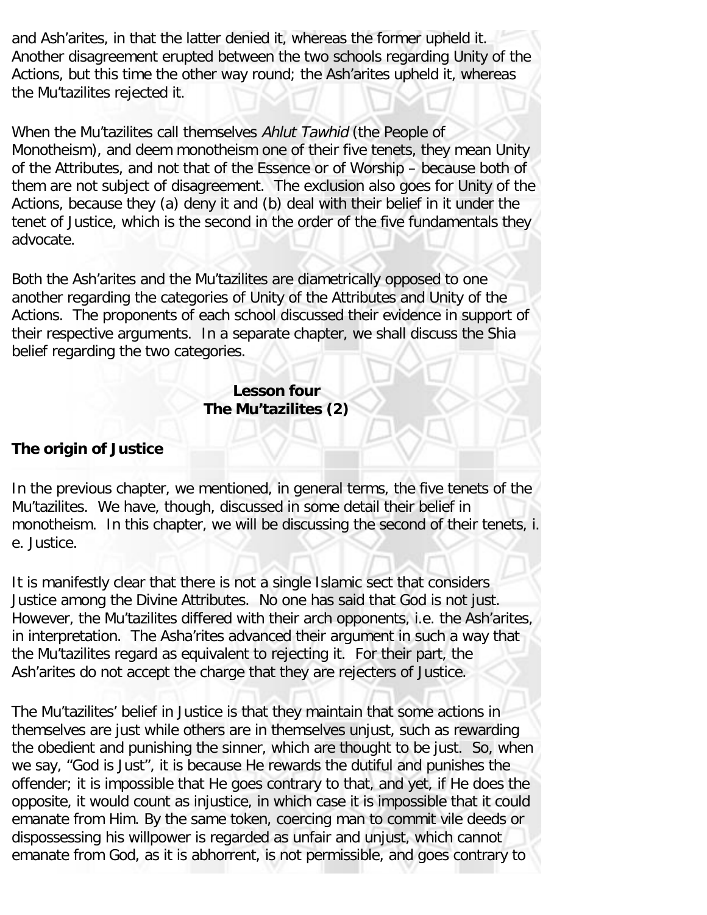and Ash'arites, in that the latter denied it, whereas the former upheld it. Another disagreement erupted between the two schools regarding Unity of the Actions, but this time the other way round; the Ash'arites upheld it, whereas the Mu'tazilites rejected it.

When the Mu'tazilites call themselves *Ahlut Tawhid* (the People of Monotheism), and deem monotheism one of their five tenets, they mean Unity of the Attributes, and not that of the Essence or of Worship – because both of them are not subject of disagreement. The exclusion also goes for Unity of the Actions, because they (a) deny it and (b) deal with their belief in it under the tenet of Justice, which is the second in the order of the five fundamentals they advocate.

Both the Ash'arites and the Mu'tazilites are diametrically opposed to one another regarding the categories of Unity of the Attributes and Unity of the Actions. The proponents of each school discussed their evidence in support of their respective arguments. In a separate chapter, we shall discuss the Shia belief regarding the two categories.

## Lesson four
## The Mu'tazilites (2)

### The origin of Justice

In the previous chapter, we mentioned, in general terms, the five tenets of the Mu'tazilites. We have, though, discussed in some detail their belief in monotheism. In this chapter, we will be discussing the second of their tenets, i. e. Justice.

It is manifestly clear that there is not a single Islamic sect that considers Justice among the Divine Attributes. No one has said that God is not just. However, the Mu'tazilites differed with their arch opponents, i.e. the Ash'arites, in interpretation. The Asha'rites advanced their argument in such a way that the Mu'tazilites regard as equivalent to rejecting it. For their part, the Ash'arites do not accept the charge that they are rejecters of Justice.

The Mu'tazilites' belief in Justice is that they maintain that some actions in themselves are just while others are in themselves unjust, such as rewarding the obedient and punishing the sinner, which are thought to be just. So, when we say, "God is Just", it is because He rewards the dutiful and punishes the offender; it is impossible that He goes contrary to that, and yet, if He does the opposite, it would count as injustice, in which case it is impossible that it could emanate from Him. By the same token, coercing man to commit vile deeds or dispossessing his willpower is regarded as unfair and unjust, which cannot emanate from God, as it is abhorrent, is not permissible, and goes contrary to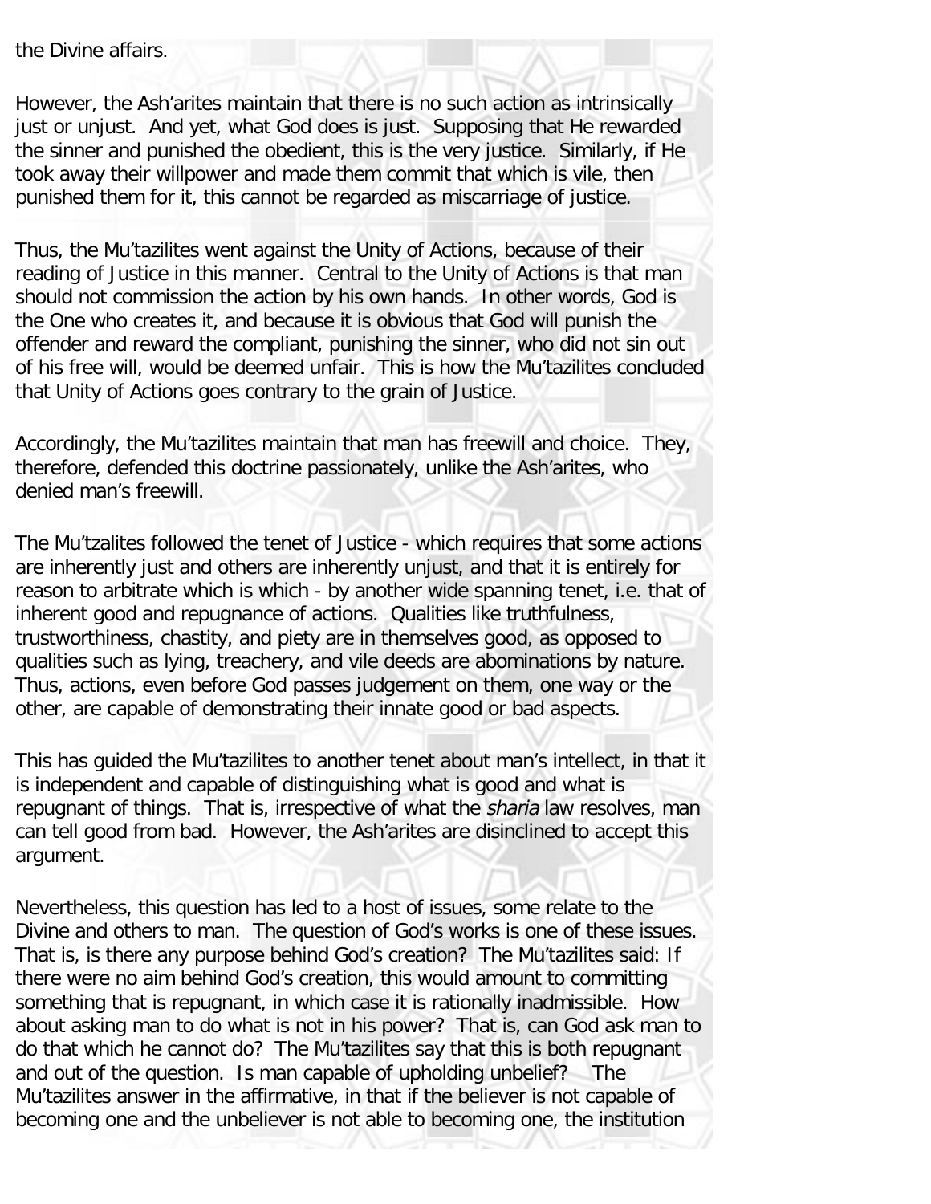the Divine affairs.

However, the Ash'arites maintain that there is no such action as intrinsically just or unjust. And yet, what God does is just. Supposing that He rewarded the sinner and punished the obedient, this is the very justice. Similarly, if He took away their willpower and made them commit that which is vile, then punished them for it, this cannot be regarded as miscarriage of justice.

Thus, the Mu'tazilites went against the Unity of Actions, because of their reading of Justice in this manner. Central to the Unity of Actions is that man should not commission the action by his own hands. In other words, God is the One who creates it, and because it is obvious that God will punish the offender and reward the compliant, punishing the sinner, who did not sin out of his free will, would be deemed unfair. This is how the Mu'tazilites concluded that Unity of Actions goes contrary to the grain of Justice.

Accordingly, the Mu'tazilites maintain that man has freewill and choice. They, therefore, defended this doctrine passionately, unlike the Ash'arites, who denied man's freewill.

The Mu'tzalites followed the tenet of Justice - which requires that some actions are inherently just and others are inherently unjust, and that it is entirely for reason to arbitrate which is which - by another wide spanning tenet, i.e. that of inherent good and repugnance of actions. Qualities like truthfulness, trustworthiness, chastity, and piety are in themselves good, as opposed to qualities such as lying, treachery, and vile deeds are abominations by nature. Thus, actions, even before God passes judgement on them, one way or the other, are capable of demonstrating their innate good or bad aspects.

This has guided the Mu'tazilites to another tenet about man's intellect, in that it is independent and capable of distinguishing what is good and what is repugnant of things. That is, irrespective of what the *sharia* law resolves, man can tell good from bad. However, the Ash'arites are disinclined to accept this argument.

Nevertheless, this question has led to a host of issues, some relate to the Divine and others to man. The question of God's works is one of these issues. That is, is there any purpose behind God's creation? The Mu'tazilites said: If there were no aim behind God's creation, this would amount to committing something that is repugnant, in which case it is rationally inadmissible. How about asking man to do what is not in his power? That is, can God ask man to do that which he cannot do? The Mu'tazilites say that this is both repugnant and out of the question. Is man capable of upholding unbelief? The Mu'tazilites answer in the affirmative, in that if the believer is not capable of becoming one and the unbeliever is not able to becoming one, the institution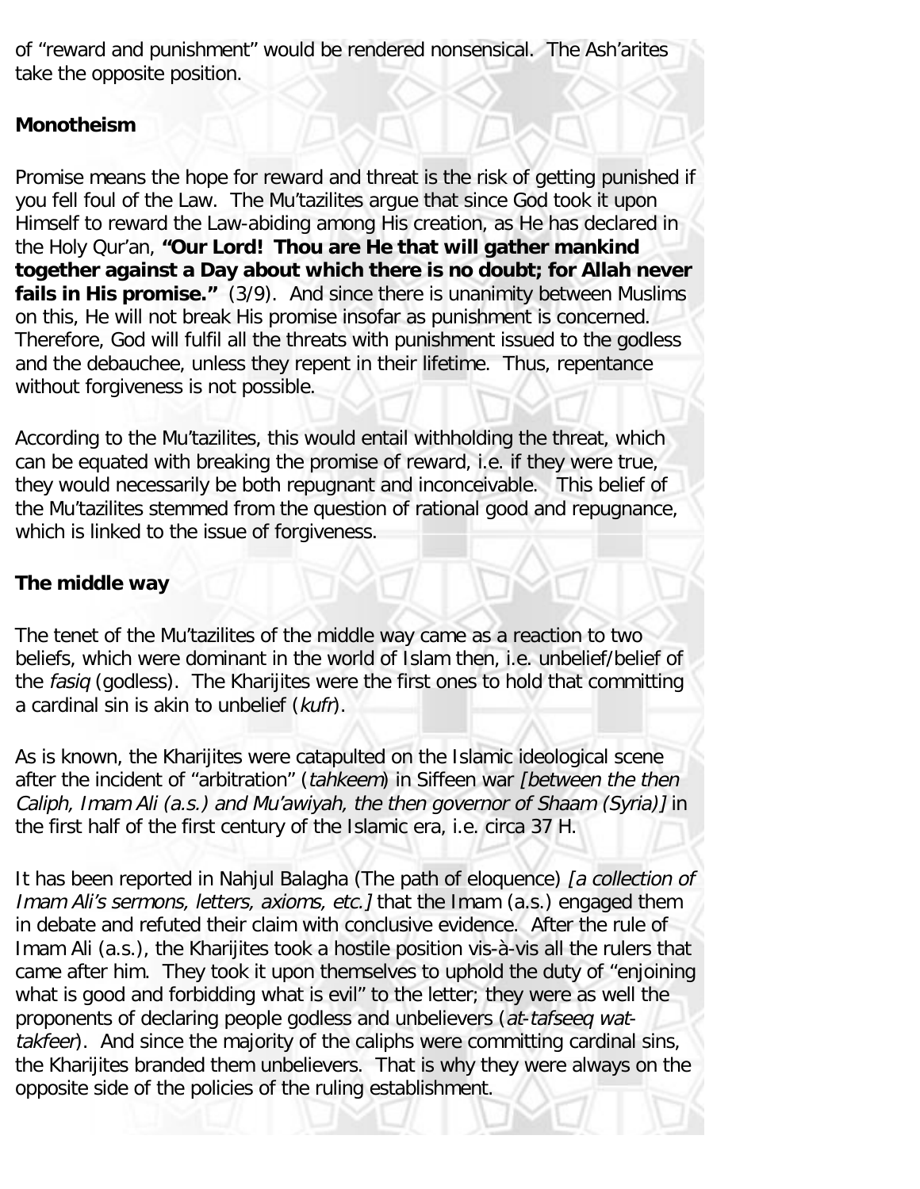of "reward and punishment" would be rendered nonsensical. The Ash'arites take the opposite position.

**Monotheism**

Promise means the hope for reward and threat is the risk of getting punished if you fell foul of the Law. The Mu'tazilites argue that since God took it upon Himself to reward the Law-abiding among His creation, as He has declared in the Holy Qur'an, **"Our Lord! Thou are He that will gather mankind together against a Day about which there is no doubt; for Allah never fails in His promise."** (3/9). And since there is unanimity between Muslims on this, He will not break His promise insofar as punishment is concerned. Therefore, God will fulfil all the threats with punishment issued to the godless and the debauchee, unless they repent in their lifetime. Thus, repentance without forgiveness is not possible.

According to the Mu'tazilites, this would entail withholding the threat, which can be equated with breaking the promise of reward, i.e. if they were true, they would necessarily be both repugnant and inconceivable. This belief of the Mu'tazilites stemmed from the question of rational good and repugnance, which is linked to the issue of forgiveness.

**The middle way**

The tenet of the Mu'tazilites of the middle way came as a reaction to two beliefs, which were dominant in the world of Islam then, i.e. unbelief/belief of the *fasiq* (godless). The Kharijites were the first ones to hold that committing a cardinal sin is akin to unbelief (*kufr*).

As is known, the Kharijites were catapulted on the Islamic ideological scene after the incident of "arbitration" (*tahkeem*) in Siffeen war *[between the then Caliph, Imam Ali (a.s.) and Mu'awiyah, the then governor of Shaam (Syria)]* in the first half of the first century of the Islamic era, i.e. circa 37 H.

It has been reported in Nahjul Balagha (The path of eloquence) *[a collection of Imam Ali's sermons, letters, axioms, etc.]* that the Imam (a.s.) engaged them in debate and refuted their claim with conclusive evidence. After the rule of Imam Ali (a.s.), the Kharijites took a hostile position vis-à-vis all the rulers that came after him. They took it upon themselves to uphold the duty of "enjoining what is good and forbidding what is evil" to the letter; they were as well the proponents of declaring people godless and unbelievers (*at-tafseeq wat-takfeer*). And since the majority of the caliphs were committing cardinal sins, the Kharijites branded them unbelievers. That is why they were always on the opposite side of the policies of the ruling establishment.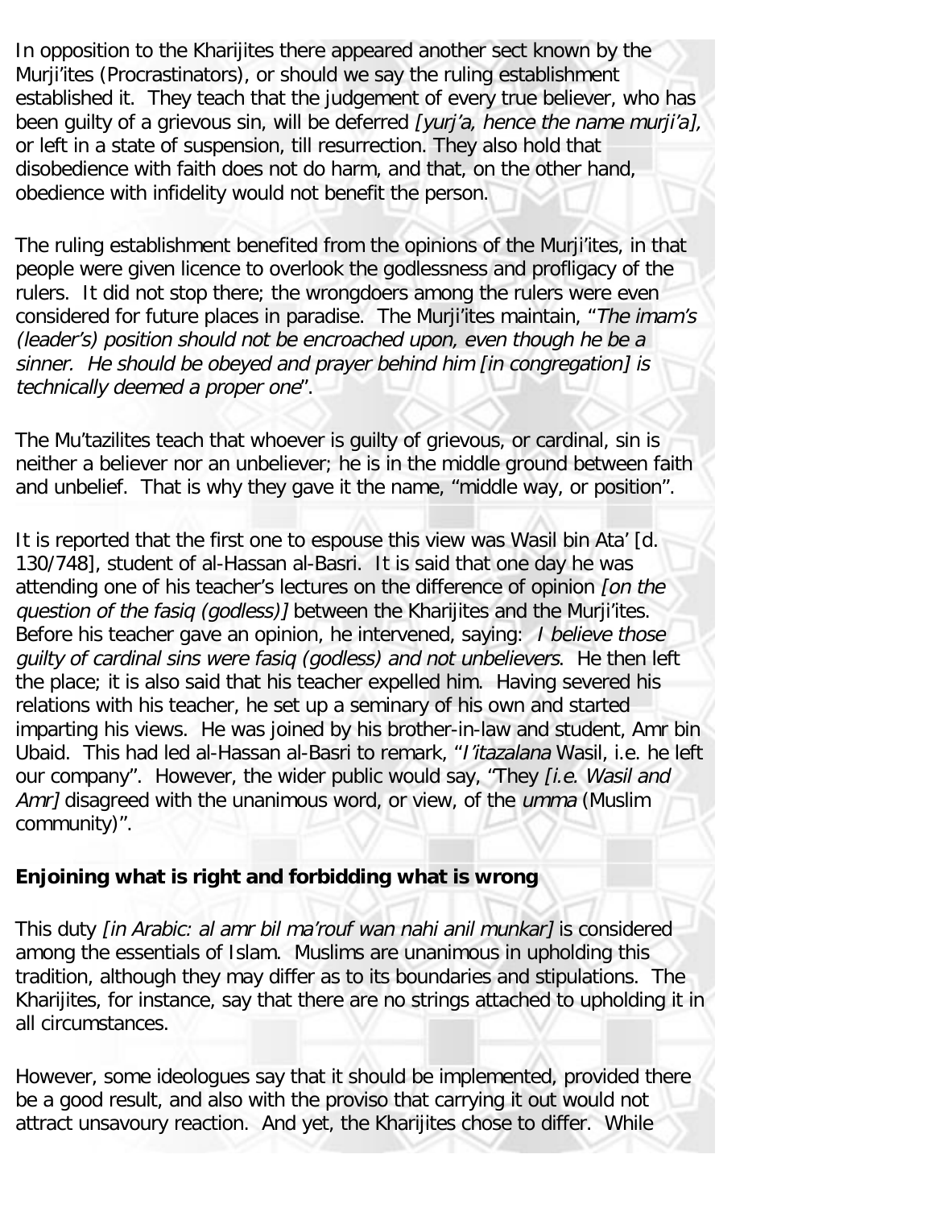In opposition to the Kharijites there appeared another sect known by the Murji'ites (Procrastinators), or should we say the ruling establishment established it. They teach that the judgement of every true believer, who has been guilty of a grievous sin, will be deferred *[yurj'a, hence the name murji'a]*, or left in a state of suspension, till resurrection. They also hold that disobedience with faith does not do harm, and that, on the other hand, obedience with infidelity would not benefit the person.

The ruling establishment benefited from the opinions of the Murji'ites, in that people were given licence to overlook the godlessness and profligacy of the rulers. It did not stop there; the wrongdoers among the rulers were even considered for future places in paradise. The Murji'ites maintain, "*The imam's (leader's) position should not be encroached upon, even though he be a sinner. He should be obeyed and prayer behind him [in congregation] is technically deemed a proper one*".

The Mu'tazilites teach that whoever is guilty of grievous, or cardinal, sin is neither a believer nor an unbeliever; he is in the middle ground between faith and unbelief. That is why they gave it the name, "middle way, or position".

It is reported that the first one to espouse this view was Wasil bin Ata' [d. 130/748], student of al-Hassan al-Basri. It is said that one day he was attending one of his teacher's lectures on the difference of opinion *[on the question of the fasiq (godless)]* between the Kharijites and the Murji'ites. Before his teacher gave an opinion, he intervened, saying: *I believe those guilty of cardinal sins were fasiq (godless) and not unbelievers*. He then left the place; it is also said that his teacher expelled him. Having severed his relations with his teacher, he set up a seminary of his own and started imparting his views. He was joined by his brother-in-law and student, Amr bin Ubaid. This had led al-Hassan al-Basri to remark, "*I'itazalana* Wasil, i.e. he left our company". However, the wider public would say, "They *[i.e. Wasil and Amr]* disagreed with the unanimous word, or view, of the *umma* (Muslim community)".

**Enjoining what is right and forbidding what is wrong**

This duty *[in Arabic: al amr bil ma'rouf wan nahi anil munkar]* is considered among the essentials of Islam. Muslims are unanimous in upholding this tradition, although they may differ as to its boundaries and stipulations. The Kharijites, for instance, say that there are no strings attached to upholding it in all circumstances.

However, some ideologues say that it should be implemented, provided there be a good result, and also with the proviso that carrying it out would not attract unsavoury reaction. And yet, the Kharijites chose to differ. While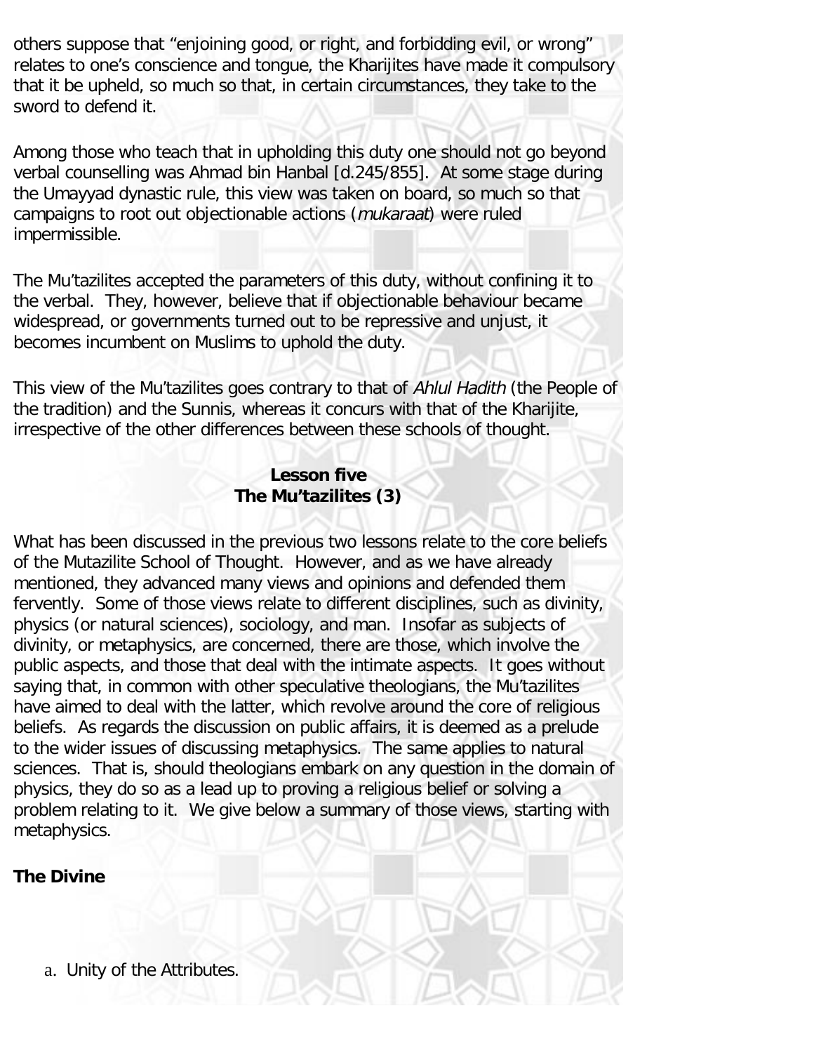others suppose that "enjoining good, or right, and forbidding evil, or wrong" relates to one's conscience and tongue, the Kharijites have made it compulsory that it be upheld, so much so that, in certain circumstances, they take to the sword to defend it.

Among those who teach that in upholding this duty one should not go beyond verbal counselling was Ahmad bin Hanbal [d.245/855]. At some stage during the Umayyad dynastic rule, this view was taken on board, so much so that campaigns to root out objectionable actions (*mukaraat*) were ruled impermissible.

The Mu'tazilites accepted the parameters of this duty, without confining it to the verbal. They, however, believe that if objectionable behaviour became widespread, or governments turned out to be repressive and unjust, it becomes incumbent on Muslims to uphold the duty.

This view of the Mu'tazilites goes contrary to that of *Ahlul Hadith* (the People of the tradition) and the Sunnis, whereas it concurs with that of the Kharijite, irrespective of the other differences between these schools of thought.

## Lesson five
## The Mu'tazilites (3)

What has been discussed in the previous two lessons relate to the core beliefs of the Mutazilite School of Thought. However, and as we have already mentioned, they advanced many views and opinions and defended them fervently. Some of those views relate to different disciplines, such as divinity, physics (or natural sciences), sociology, and man. Insofar as subjects of divinity, or metaphysics, are concerned, there are those, which involve the public aspects, and those that deal with the intimate aspects. It goes without saying that, in common with other speculative theologians, the Mu'tazilites have aimed to deal with the latter, which revolve around the core of religious beliefs. As regards the discussion on public affairs, it is deemed as a prelude to the wider issues of discussing metaphysics. The same applies to natural sciences. That is, should theologians embark on any question in the domain of physics, they do so as a lead up to proving a religious belief or solving a problem relating to it. We give below a summary of those views, starting with metaphysics.

### The Divine

a. Unity of the Attributes.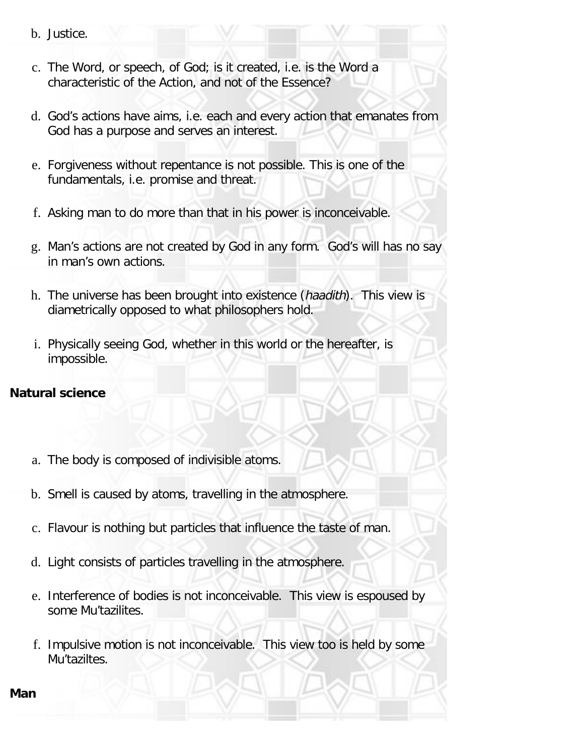b. Justice.

c. The Word, or speech, of God; is it created, i.e. is the Word a characteristic of the Action, and not of the Essence?

d. God's actions have aims, i.e. each and every action that emanates from God has a purpose and serves an interest.

e. Forgiveness without repentance is not possible. This is one of the fundamentals, i.e. promise and threat.

f. Asking man to do more than that in his power is inconceivable.

g. Man's actions are not created by God in any form. God's will has no say in man's own actions.

h. The universe has been brought into existence (*haadith*). This view is diametrically opposed to what philosophers hold.

i. Physically seeing God, whether in this world or the hereafter, is impossible.

**Natural science**

a. The body is composed of indivisible atoms.

b. Smell is caused by atoms, travelling in the atmosphere.

c. Flavour is nothing but particles that influence the taste of man.

d. Light consists of particles travelling in the atmosphere.

e. Interference of bodies is not inconceivable. This view is espoused by some Mu'tazilites.

f. Impulsive motion is not inconceivable. This view too is held by some Mu'taziltes.

**Man**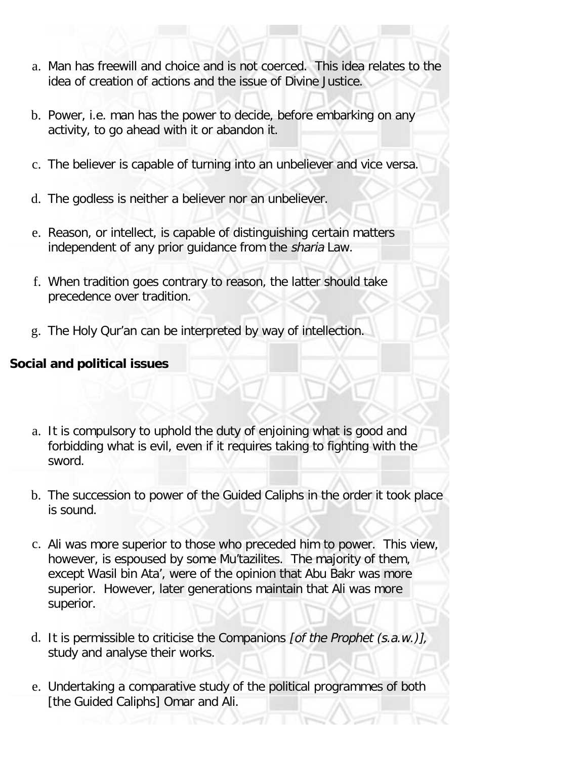a. Man has freewill and choice and is not coerced. This idea relates to the idea of creation of actions and the issue of Divine Justice.

b. Power, i.e. man has the power to decide, before embarking on any activity, to go ahead with it or abandon it.

c. The believer is capable of turning into an unbeliever and vice versa.

d. The godless is neither a believer nor an unbeliever.

e. Reason, or intellect, is capable of distinguishing certain matters independent of any prior guidance from the *sharia* Law.

f. When tradition goes contrary to reason, the latter should take precedence over tradition.

g. The Holy Qur'an can be interpreted by way of intellection.

**Social and political issues**

a. It is compulsory to uphold the duty of enjoining what is good and forbidding what is evil, even if it requires taking to fighting with the sword.

b. The succession to power of the Guided Caliphs in the order it took place is sound.

c. Ali was more superior to those who preceded him to power. This view, however, is espoused by some Mu'tazilites. The majority of them, except Wasil bin Ata', were of the opinion that Abu Bakr was more superior. However, later generations maintain that Ali was more superior.

d. It is permissible to criticise the Companions *[of the Prophet (s.a.w.)]*, study and analyse their works.

e. Undertaking a comparative study of the political programmes of both [the Guided Caliphs] Omar and Ali.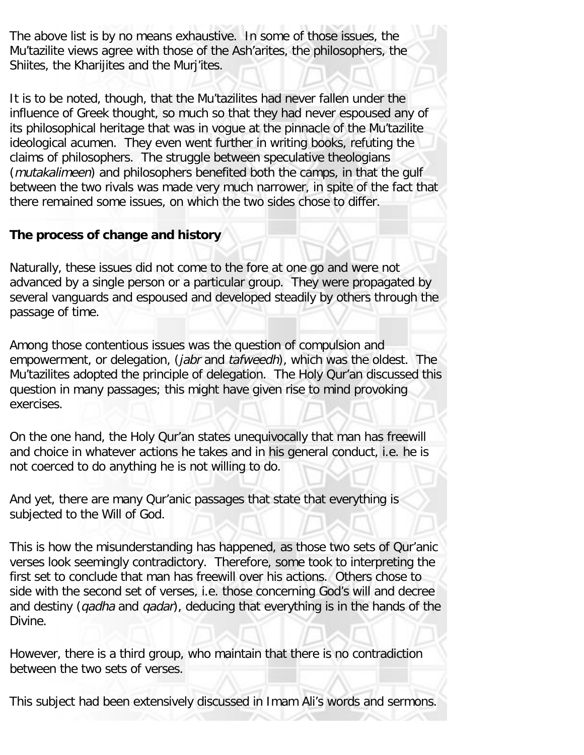The above list is by no means exhaustive. In some of those issues, the Mu'tazilite views agree with those of the Ash'arites, the philosophers, the Shiites, the Kharijites and the Murj'ites.

It is to be noted, though, that the Mu'tazilites had never fallen under the influence of Greek thought, so much so that they had never espoused any of its philosophical heritage that was in vogue at the pinnacle of the Mu'tazilite ideological acumen. They even went further in writing books, refuting the claims of philosophers. The struggle between speculative theologians (*mutakalimeen*) and philosophers benefited both the camps, in that the gulf between the two rivals was made very much narrower, in spite of the fact that there remained some issues, on which the two sides chose to differ.

**The process of change and history**

Naturally, these issues did not come to the fore at one go and were not advanced by a single person or a particular group. They were propagated by several vanguards and espoused and developed steadily by others through the passage of time.

Among those contentious issues was the question of compulsion and empowerment, or delegation, (*jabr* and *tafweedh*), which was the oldest. The Mu'tazilites adopted the principle of delegation. The Holy Qur'an discussed this question in many passages; this might have given rise to mind provoking exercises.

On the one hand, the Holy Qur'an states unequivocally that man has freewill and choice in whatever actions he takes and in his general conduct, i.e. he is not coerced to do anything he is not willing to do.

And yet, there are many Qur'anic passages that state that everything is subjected to the Will of God.

This is how the misunderstanding has happened, as those two sets of Qur'anic verses look seemingly contradictory. Therefore, some took to interpreting the first set to conclude that man has freewill over his actions. Others chose to side with the second set of verses, i.e. those concerning God's will and decree and destiny (*qadha* and *qadar*), deducing that everything is in the hands of the Divine.

However, there is a third group, who maintain that there is no contradiction between the two sets of verses.

This subject had been extensively discussed in Imam Ali's words and sermons.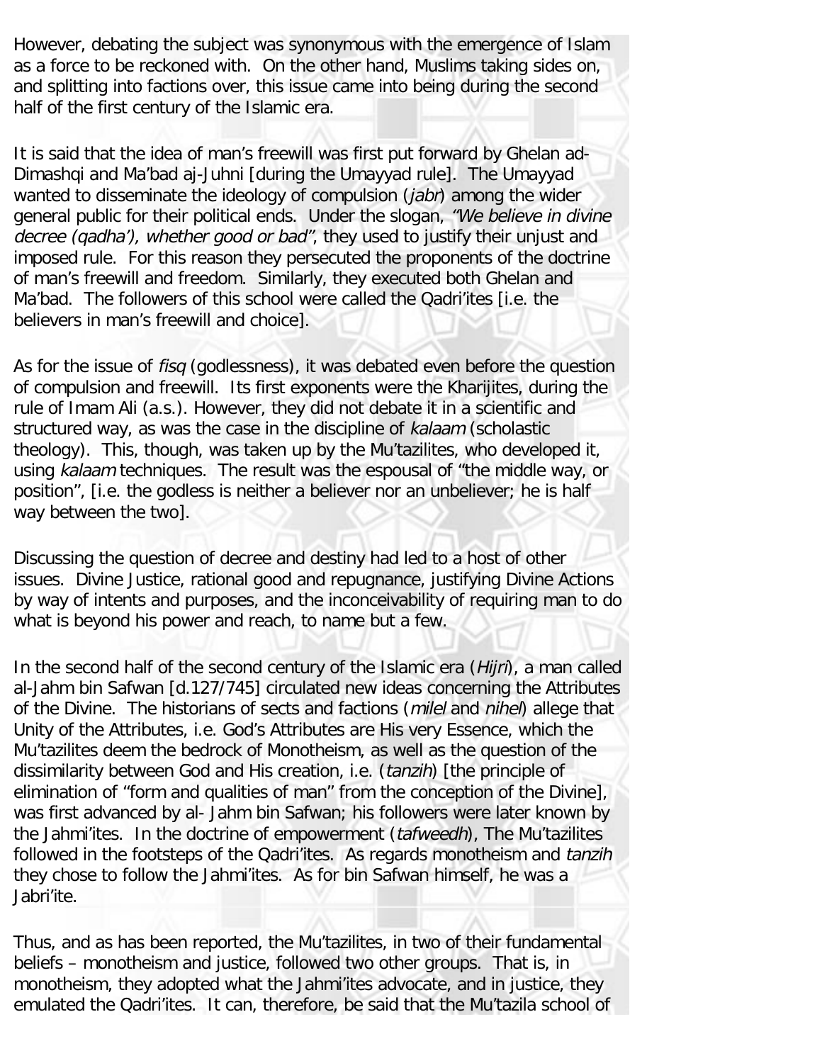However, debating the subject was synonymous with the emergence of Islam as a force to be reckoned with. On the other hand, Muslims taking sides on, and splitting into factions over, this issue came into being during the second half of the first century of the Islamic era.

It is said that the idea of man's freewill was first put forward by Ghelan ad-Dimashqi and Ma'bad aj-Juhni [during the Umayyad rule]. The Umayyad wanted to disseminate the ideology of compulsion (*jabr*) among the wider general public for their political ends. Under the slogan, *"We believe in divine decree (qadha'), whether good or bad"*, they used to justify their unjust and imposed rule. For this reason they persecuted the proponents of the doctrine of man's freewill and freedom. Similarly, they executed both Ghelan and Ma'bad. The followers of this school were called the Qadri'ites [i.e. the believers in man's freewill and choice].

As for the issue of *fisq* (godlessness), it was debated even before the question of compulsion and freewill. Its first exponents were the Kharijites, during the rule of Imam Ali (a.s.). However, they did not debate it in a scientific and structured way, as was the case in the discipline of *kalaam* (scholastic theology). This, though, was taken up by the Mu'tazilites, who developed it, using *kalaam* techniques. The result was the espousal of "the middle way, or position", [i.e. the godless is neither a believer nor an unbeliever; he is half way between the two].

Discussing the question of decree and destiny had led to a host of other issues. Divine Justice, rational good and repugnance, justifying Divine Actions by way of intents and purposes, and the inconceivability of requiring man to do what is beyond his power and reach, to name but a few.

In the second half of the second century of the Islamic era (*Hijri*), a man called al-Jahm bin Safwan [d.127/745] circulated new ideas concerning the Attributes of the Divine. The historians of sects and factions (*milel* and *nihel*) allege that Unity of the Attributes, i.e. God's Attributes are His very Essence, which the Mu'tazilites deem the bedrock of Monotheism, as well as the question of the dissimilarity between God and His creation, i.e. (*tanzih*) [the principle of elimination of "form and qualities of man" from the conception of the Divine], was first advanced by al- Jahm bin Safwan; his followers were later known by the Jahmi'ites. In the doctrine of empowerment (*tafweedh*), The Mu'tazilites followed in the footsteps of the Qadri'ites. As regards monotheism and *tanzih* they chose to follow the Jahmi'ites. As for bin Safwan himself, he was a Jabri'ite.

Thus, and as has been reported, the Mu'tazilites, in two of their fundamental beliefs – monotheism and justice, followed two other groups. That is, in monotheism, they adopted what the Jahmi'ites advocate, and in justice, they emulated the Qadri'ites. It can, therefore, be said that the Mu'tazila school of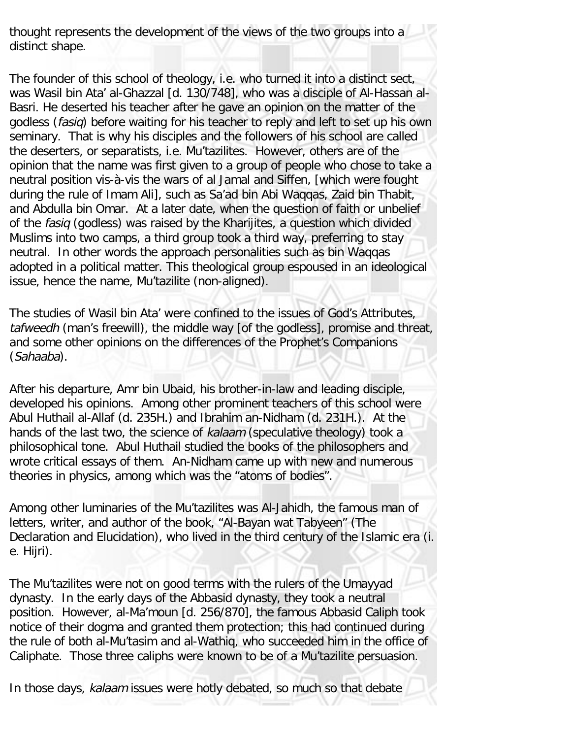thought represents the development of the views of the two groups into a distinct shape.

The founder of this school of theology, i.e. who turned it into a distinct sect, was Wasil bin Ata' al-Ghazzal [d. 130/748], who was a disciple of Al-Hassan al-Basri. He deserted his teacher after he gave an opinion on the matter of the godless (*fasiq*) before waiting for his teacher to reply and left to set up his own seminary. That is why his disciples and the followers of his school are called the deserters, or separatists, i.e. Mu'tazilites. However, others are of the opinion that the name was first given to a group of people who chose to take a neutral position vis-à-vis the wars of al Jamal and Siffen, [which were fought during the rule of Imam Ali], such as Sa'ad bin Abi Waqqas, Zaid bin Thabit, and Abdulla bin Omar. At a later date, when the question of faith or unbelief of the *fasiq* (godless) was raised by the Kharijites, a question which divided Muslims into two camps, a third group took a third way, preferring to stay neutral. In other words the approach personalities such as bin Waqqas adopted in a political matter. This theological group espoused in an ideological issue, hence the name, Mu'tazilite (non-aligned).

The studies of Wasil bin Ata' were confined to the issues of God's Attributes, *tafweedh* (man's freewill), the middle way [of the godless], promise and threat, and some other opinions on the differences of the Prophet's Companions (*Sahaaba*).

After his departure, Amr bin Ubaid, his brother-in-law and leading disciple, developed his opinions. Among other prominent teachers of this school were Abul Huthail al-Allaf (d. 235H.) and Ibrahim an-Nidham (d. 231H.). At the hands of the last two, the science of *kalaam* (speculative theology) took a philosophical tone. Abul Huthail studied the books of the philosophers and wrote critical essays of them. An-Nidham came up with new and numerous theories in physics, among which was the "atoms of bodies".

Among other luminaries of the Mu'tazilites was Al-Jahidh, the famous man of letters, writer, and author of the book, "Al-Bayan wat Tabyeen" (The Declaration and Elucidation), who lived in the third century of the Islamic era (i. e. Hijri).

The Mu'tazilites were not on good terms with the rulers of the Umayyad dynasty. In the early days of the Abbasid dynasty, they took a neutral position. However, al-Ma'moun [d. 256/870], the famous Abbasid Caliph took notice of their dogma and granted them protection; this had continued during the rule of both al-Mu'tasim and al-Wathiq, who succeeded him in the office of Caliphate. Those three caliphs were known to be of a Mu'tazilite persuasion.

In those days, *kalaam* issues were hotly debated, so much so that debate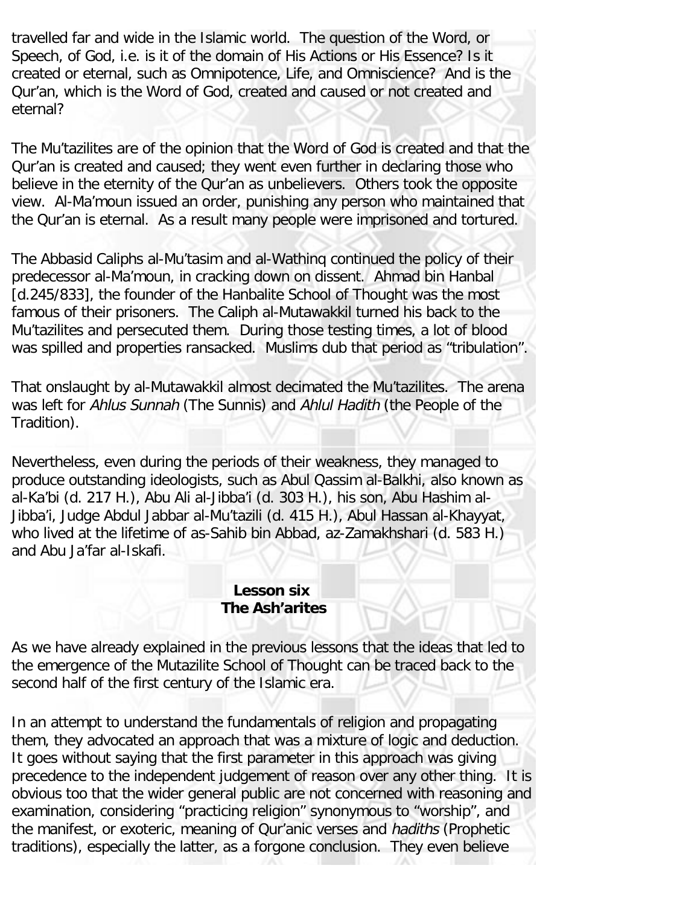travelled far and wide in the Islamic world. The question of the Word, or Speech, of God, i.e. is it of the domain of His Actions or His Essence? Is it created or eternal, such as Omnipotence, Life, and Omniscience? And is the Qur'an, which is the Word of God, created and caused or not created and eternal?

The Mu'tazilites are of the opinion that the Word of God is created and that the Qur'an is created and caused; they went even further in declaring those who believe in the eternity of the Qur'an as unbelievers. Others took the opposite view. Al-Ma'moun issued an order, punishing any person who maintained that the Qur'an is eternal. As a result many people were imprisoned and tortured.

The Abbasid Caliphs al-Mu'tasim and al-Wathinq continued the policy of their predecessor al-Ma'moun, in cracking down on dissent. Ahmad bin Hanbal [d.245/833], the founder of the Hanbalite School of Thought was the most famous of their prisoners. The Caliph al-Mutawakkil turned his back to the Mu'tazilites and persecuted them. During those testing times, a lot of blood was spilled and properties ransacked. Muslims dub that period as "tribulation".

That onslaught by al-Mutawakkil almost decimated the Mu'tazilites. The arena was left for *Ahlus Sunnah* (The Sunnis) and *Ahlul Hadith* (the People of the Tradition).

Nevertheless, even during the periods of their weakness, they managed to produce outstanding ideologists, such as Abul Qassim al-Balkhi, also known as al-Ka'bi (d. 217 H.), Abu Ali al-Jibba'i (d. 303 H.), his son, Abu Hashim al-Jibba'i, Judge Abdul Jabbar al-Mu'tazili (d. 415 H.), Abul Hassan al-Khayyat, who lived at the lifetime of as-Sahib bin Abbad, az-Zamakhshari (d. 583 H.) and Abu Ja'far al-Iskafi.

## Lesson six
## The Ash'arites

As we have already explained in the previous lessons that the ideas that led to the emergence of the Mutazilite School of Thought can be traced back to the second half of the first century of the Islamic era.

In an attempt to understand the fundamentals of religion and propagating them, they advocated an approach that was a mixture of logic and deduction. It goes without saying that the first parameter in this approach was giving precedence to the independent judgement of reason over any other thing. It is obvious too that the wider general public are not concerned with reasoning and examination, considering "practicing religion" synonymous to "worship", and the manifest, or exoteric, meaning of Qur'anic verses and *hadiths* (Prophetic traditions), especially the latter, as a forgone conclusion. They even believe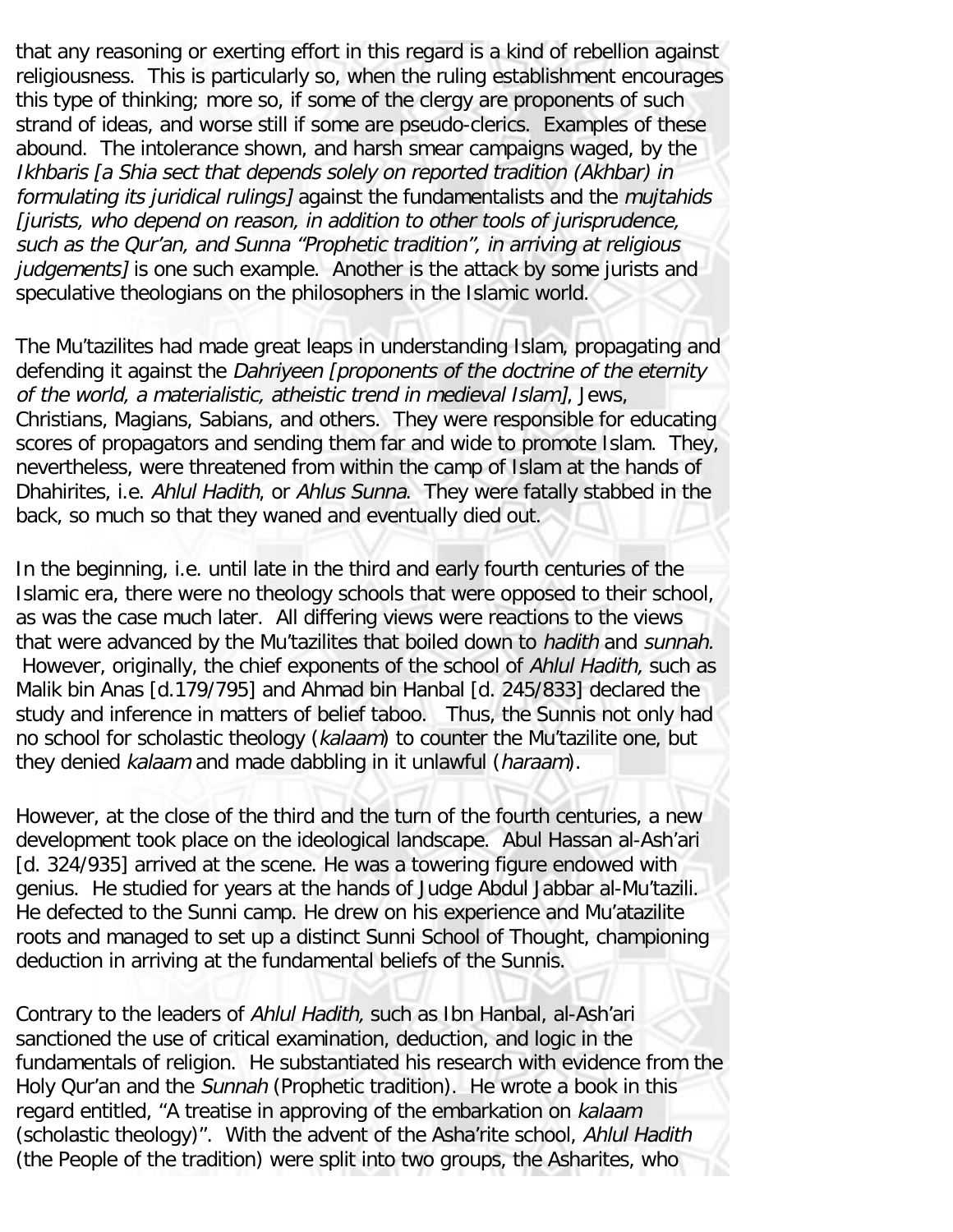that any reasoning or exerting effort in this regard is a kind of rebellion against religiousness. This is particularly so, when the ruling establishment encourages this type of thinking; more so, if some of the clergy are proponents of such strand of ideas, and worse still if some are pseudo-clerics. Examples of these abound. The intolerance shown, and harsh smear campaigns waged, by the *Ikhbaris [a Shia sect that depends solely on reported tradition (Akhbar) in formulating its juridical rulings]* against the fundamentalists and the *mujtahids [jurists, who depend on reason, in addition to other tools of jurisprudence, such as the Qur'an, and Sunna "Prophetic tradition", in arriving at religious judgements]* is one such example. Another is the attack by some jurists and speculative theologians on the philosophers in the Islamic world.

The Mu'tazilites had made great leaps in understanding Islam, propagating and defending it against the *Dahriyeen [proponents of the doctrine of the eternity of the world, a materialistic, atheistic trend in medieval Islam]*, Jews, Christians, Magians, Sabians, and others. They were responsible for educating scores of propagators and sending them far and wide to promote Islam. They, nevertheless, were threatened from within the camp of Islam at the hands of Dhahirites, i.e. *Ahlul Hadith*, or *Ahlus Sunna*. They were fatally stabbed in the back, so much so that they waned and eventually died out.

In the beginning, i.e. until late in the third and early fourth centuries of the Islamic era, there were no theology schools that were opposed to their school, as was the case much later. All differing views were reactions to the views that were advanced by the Mu'tazilites that boiled down to *hadith* and *sunnah*. However, originally, the chief exponents of the school of *Ahlul Hadith,* such as Malik bin Anas [d.179/795] and Ahmad bin Hanbal [d. 245/833] declared the study and inference in matters of belief taboo. Thus, the Sunnis not only had no school for scholastic theology (*kalaam*) to counter the Mu'tazilite one, but they denied *kalaam* and made dabbling in it unlawful (*haraam*).

However, at the close of the third and the turn of the fourth centuries, a new development took place on the ideological landscape. Abul Hassan al-Ash'ari [d. 324/935] arrived at the scene. He was a towering figure endowed with genius. He studied for years at the hands of Judge Abdul Jabbar al-Mu'tazili. He defected to the Sunni camp. He drew on his experience and Mu'atazilite roots and managed to set up a distinct Sunni School of Thought, championing deduction in arriving at the fundamental beliefs of the Sunnis.

Contrary to the leaders of *Ahlul Hadith,* such as Ibn Hanbal, al-Ash'ari sanctioned the use of critical examination, deduction, and logic in the fundamentals of religion. He substantiated his research with evidence from the Holy Qur'an and the *Sunnah* (Prophetic tradition). He wrote a book in this regard entitled, "A treatise in approving of the embarkation on *kalaam* (scholastic theology)". With the advent of the Asha'rite school, *Ahlul Hadith* (the People of the tradition) were split into two groups, the Asharites, who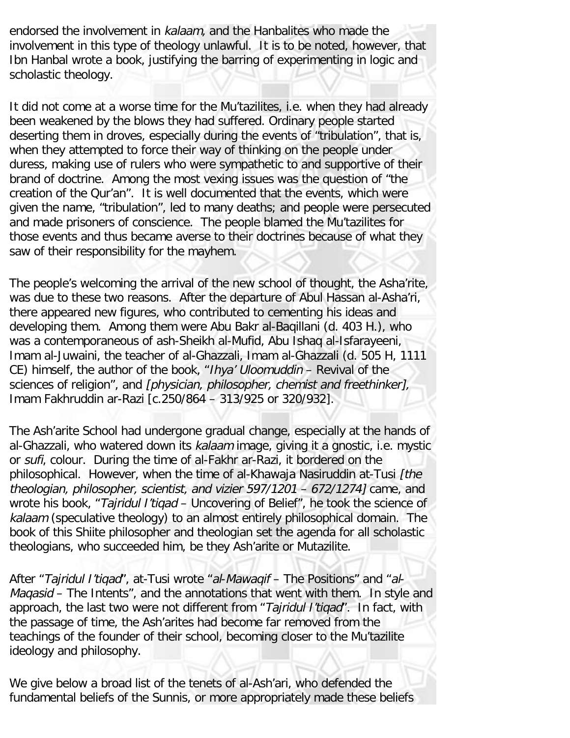endorsed the involvement in *kalaam,* and the Hanbalites who made the involvement in this type of theology unlawful. It is to be noted, however, that Ibn Hanbal wrote a book, justifying the barring of experimenting in logic and scholastic theology.

It did not come at a worse time for the Mu'tazilites, i.e. when they had already been weakened by the blows they had suffered. Ordinary people started deserting them in droves, especially during the events of "tribulation", that is, when they attempted to force their way of thinking on the people under duress, making use of rulers who were sympathetic to and supportive of their brand of doctrine. Among the most vexing issues was the question of "the creation of the Qur'an". It is well documented that the events, which were given the name, "tribulation", led to many deaths; and people were persecuted and made prisoners of conscience. The people blamed the Mu'tazilites for those events and thus became averse to their doctrines because of what they saw of their responsibility for the mayhem.

The people's welcoming the arrival of the new school of thought, the Asha'rite, was due to these two reasons. After the departure of Abul Hassan al-Asha'ri, there appeared new figures, who contributed to cementing his ideas and developing them. Among them were Abu Bakr al-Baqillani (d. 403 H.), who was a contemporaneous of ash-Sheikh al-Mufid, Abu Ishaq al-Isfarayeeni, Imam al-Juwaini, the teacher of al-Ghazzali, Imam al-Ghazzali (d. 505 H, 1111 CE) himself, the author of the book, "*Ihya' Uloomuddin* – Revival of the sciences of religion", and *[physician, philosopher, chemist and freethinker],* Imam Fakhruddin ar-Razi [c.250/864 – 313/925 or 320/932].

The Ash'arite School had undergone gradual change, especially at the hands of al-Ghazzali, who watered down its *kalaam* image, giving it a gnostic, i.e. mystic or *sufi*, colour. During the time of al-Fakhr ar-Razi, it bordered on the philosophical. However, when the time of al-Khawaja Nasiruddin at-Tusi *[the theologian, philosopher, scientist, and vizier 597/1201 – 672/1274]* came, and wrote his book, "*Tajridul I'tiqad* – Uncovering of Belief", he took the science of *kalaam* (speculative theology) to an almost entirely philosophical domain. The book of this Shiite philosopher and theologian set the agenda for all scholastic theologians, who succeeded him, be they Ash'arite or Mutazilite.

After "*Tajridul I'tiqad*", at-Tusi wrote "*al-Mawaqif* – The Positions" and "*al-Maqasid* – The Intents", and the annotations that went with them. In style and approach, the last two were not different from "*Tajridul I'tiqad*". In fact, with the passage of time, the Ash'arites had become far removed from the teachings of the founder of their school, becoming closer to the Mu'tazilite ideology and philosophy.

We give below a broad list of the tenets of al-Ash'ari, who defended the fundamental beliefs of the Sunnis, or more appropriately made these beliefs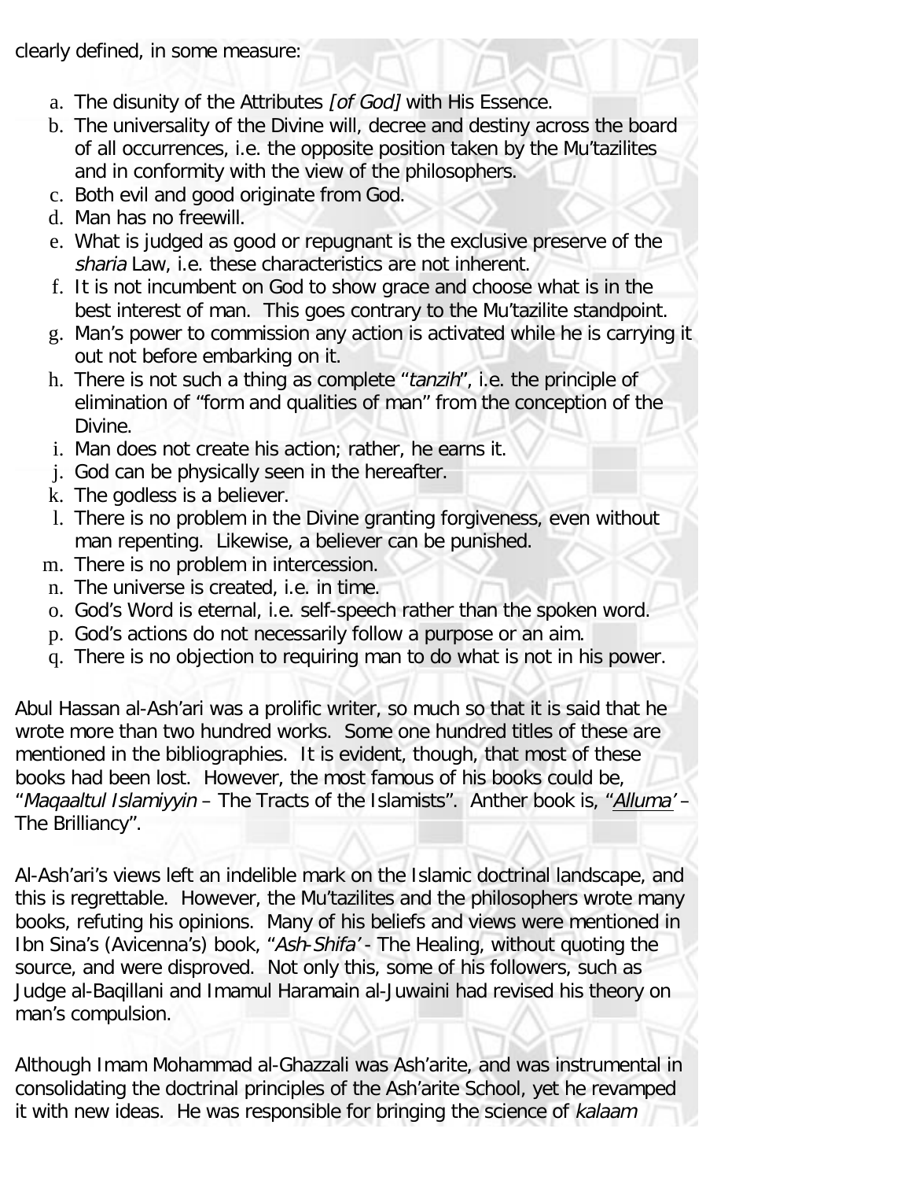clearly defined, in some measure:

a. The disunity of the Attributes *[of God]* with His Essence.
b. The universality of the Divine will, decree and destiny across the board of all occurrences, i.e. the opposite position taken by the Mu'tazilites and in conformity with the view of the philosophers.
c. Both evil and good originate from God.
d. Man has no freewill.
e. What is judged as good or repugnant is the exclusive preserve of the *sharia* Law, i.e. these characteristics are not inherent.
f. It is not incumbent on God to show grace and choose what is in the best interest of man. This goes contrary to the Mu'tazilite standpoint.
g. Man's power to commission any action is activated while he is carrying it out not before embarking on it.
h. There is not such a thing as complete "*tanzih*", i.e. the principle of elimination of "form and qualities of man" from the conception of the Divine.
i. Man does not create his action; rather, he earns it.
j. God can be physically seen in the hereafter.
k. The godless is a believer.
l. There is no problem in the Divine granting forgiveness, even without man repenting. Likewise, a believer can be punished.
m. There is no problem in intercession.
n. The universe is created, i.e. in time.
o. God's Word is eternal, i.e. self-speech rather than the spoken word.
p. God's actions do not necessarily follow a purpose or an aim.
q. There is no objection to requiring man to do what is not in his power.

Abul Hassan al-Ash'ari was a prolific writer, so much so that it is said that he wrote more than two hundred works. Some one hundred titles of these are mentioned in the bibliographies. It is evident, though, that most of these books had been lost. However, the most famous of his books could be, "*Maqaaltul Islamiyyin* – The Tracts of the Islamists". Anther book is, "*Alluma'* – The Brilliancy".

Al-Ash'ari's views left an indelible mark on the Islamic doctrinal landscape, and this is regrettable. However, the Mu'tazilites and the philosophers wrote many books, refuting his opinions. Many of his beliefs and views were mentioned in Ibn Sina's (Avicenna's) book, "*Ash-Shifa'* - The Healing, without quoting the source, and were disproved. Not only this, some of his followers, such as Judge al-Baqillani and Imamul Haramain al-Juwaini had revised his theory on man's compulsion.

Although Imam Mohammad al-Ghazzali was Ash'arite, and was instrumental in consolidating the doctrinal principles of the Ash'arite School, yet he revamped it with new ideas. He was responsible for bringing the science of *kalaam*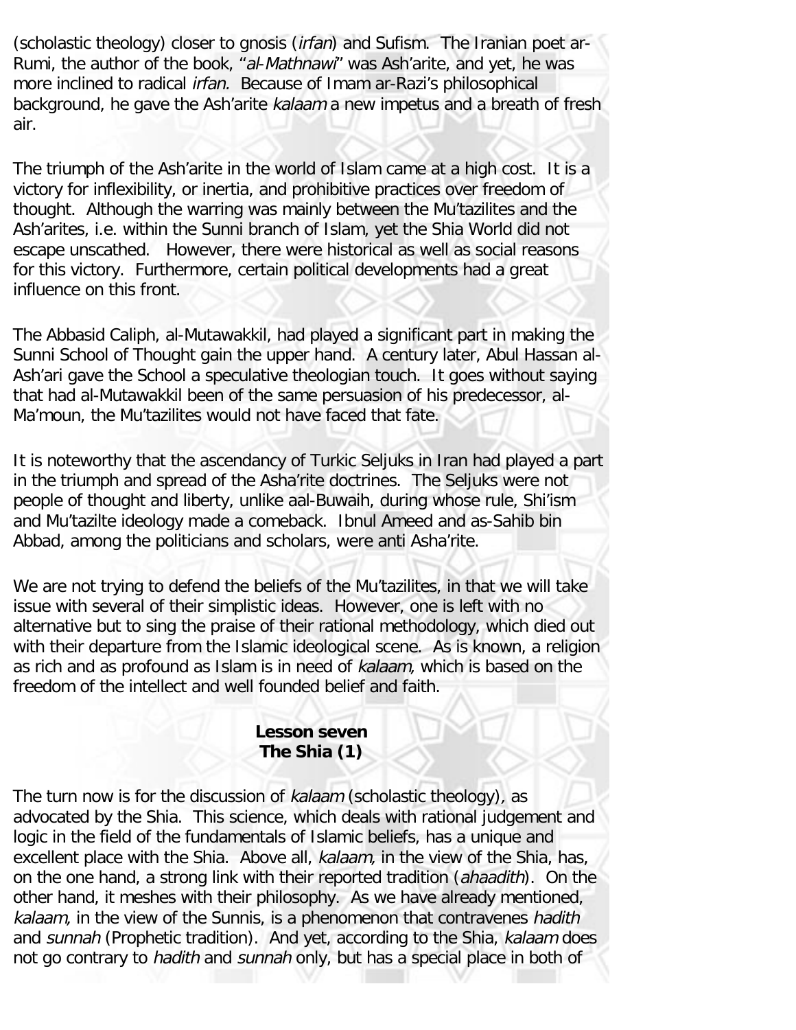(scholastic theology) closer to gnosis (*irfan*) and Sufism. The Iranian poet ar-Rumi, the author of the book, "*al-Mathnawi*" was Ash'arite, and yet, he was more inclined to radical *irfan.* Because of Imam ar-Razi's philosophical background, he gave the Ash'arite *kalaam* a new impetus and a breath of fresh air.

The triumph of the Ash'arite in the world of Islam came at a high cost. It is a victory for inflexibility, or inertia, and prohibitive practices over freedom of thought. Although the warring was mainly between the Mu'tazilites and the Ash'arites, i.e. within the Sunni branch of Islam, yet the Shia World did not escape unscathed. However, there were historical as well as social reasons for this victory. Furthermore, certain political developments had a great influence on this front.

The Abbasid Caliph, al-Mutawakkil, had played a significant part in making the Sunni School of Thought gain the upper hand. A century later, Abul Hassan al-Ash'ari gave the School a speculative theologian touch. It goes without saying that had al-Mutawakkil been of the same persuasion of his predecessor, al-Ma'moun, the Mu'tazilites would not have faced that fate.

It is noteworthy that the ascendancy of Turkic Seljuks in Iran had played a part in the triumph and spread of the Asha'rite doctrines. The Seljuks were not people of thought and liberty, unlike aal-Buwaih, during whose rule, Shi'ism and Mu'tazilte ideology made a comeback. Ibnul Ameed and as-Sahib bin Abbad, among the politicians and scholars, were anti Asha'rite.

We are not trying to defend the beliefs of the Mu'tazilites, in that we will take issue with several of their simplistic ideas. However, one is left with no alternative but to sing the praise of their rational methodology, which died out with their departure from the Islamic ideological scene. As is known, a religion as rich and as profound as Islam is in need of *kalaam,* which is based on the freedom of the intellect and well founded belief and faith.

## Lesson seven
## The Shia (1)

The turn now is for the discussion of *kalaam* (scholastic theology), as advocated by the Shia. This science, which deals with rational judgement and logic in the field of the fundamentals of Islamic beliefs, has a unique and excellent place with the Shia. Above all, *kalaam,* in the view of the Shia, has, on the one hand, a strong link with their reported tradition (*ahaadith*). On the other hand, it meshes with their philosophy. As we have already mentioned, *kalaam,* in the view of the Sunnis, is a phenomenon that contravenes *hadith* and *sunnah* (Prophetic tradition). And yet, according to the Shia, *kalaam* does not go contrary to *hadith* and *sunnah* only, but has a special place in both of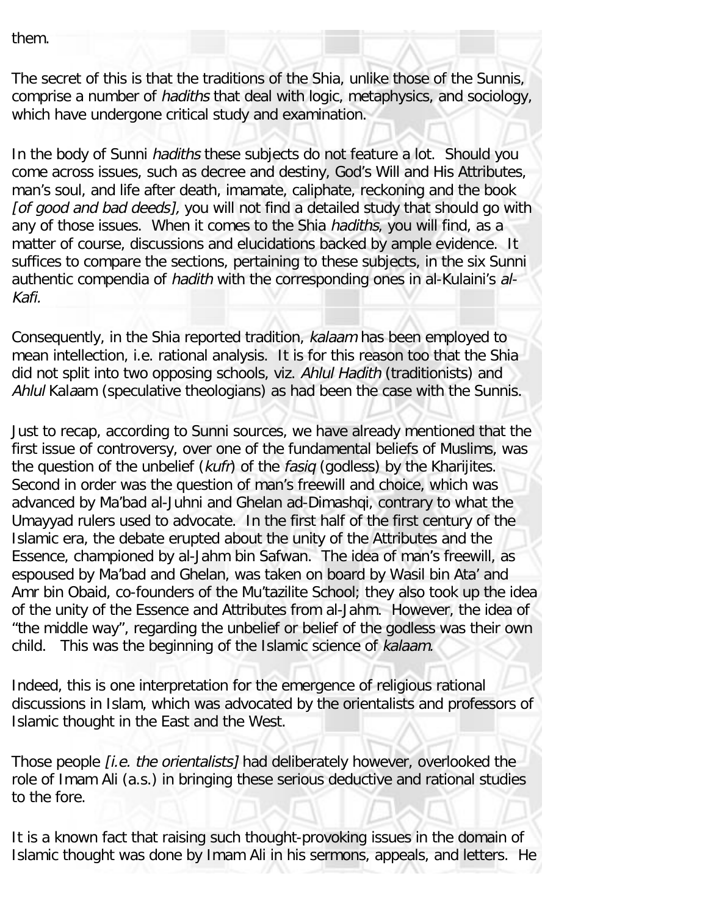them.

The secret of this is that the traditions of the Shia, unlike those of the Sunnis, comprise a number of *hadiths* that deal with logic, metaphysics, and sociology, which have undergone critical study and examination.

In the body of Sunni *hadiths* these subjects do not feature a lot. Should you come across issues, such as decree and destiny, God's Will and His Attributes, man's soul, and life after death, imamate, caliphate, reckoning and the book *[of good and bad deeds]*, you will not find a detailed study that should go with any of those issues. When it comes to the Shia *hadiths*, you will find, as a matter of course, discussions and elucidations backed by ample evidence. It suffices to compare the sections, pertaining to these subjects, in the six Sunni authentic compendia of *hadith* with the corresponding ones in al-Kulaini's *al-Kafi.*

Consequently, in the Shia reported tradition, *kalaam* has been employed to mean intellection, i.e. rational analysis. It is for this reason too that the Shia did not split into two opposing schools, viz. *Ahlul Hadith* (traditionists) and *Ahlul* Kalaam (speculative theologians) as had been the case with the Sunnis.

Just to recap, according to Sunni sources, we have already mentioned that the first issue of controversy, over one of the fundamental beliefs of Muslims, was the question of the unbelief (*kufr*) of the *fasiq* (godless) by the Kharijites. Second in order was the question of man's freewill and choice, which was advanced by Ma'bad al-Juhni and Ghelan ad-Dimashqi, contrary to what the Umayyad rulers used to advocate. In the first half of the first century of the Islamic era, the debate erupted about the unity of the Attributes and the Essence, championed by al-Jahm bin Safwan. The idea of man's freewill, as espoused by Ma'bad and Ghelan, was taken on board by Wasil bin Ata' and Amr bin Obaid, co-founders of the Mu'tazilite School; they also took up the idea of the unity of the Essence and Attributes from al-Jahm. However, the idea of "the middle way", regarding the unbelief or belief of the godless was their own child. This was the beginning of the Islamic science of *kalaam.*

Indeed, this is one interpretation for the emergence of religious rational discussions in Islam, which was advocated by the orientalists and professors of Islamic thought in the East and the West.

Those people *[i.e. the orientalists]* had deliberately however, overlooked the role of Imam Ali (a.s.) in bringing these serious deductive and rational studies to the fore.

It is a known fact that raising such thought-provoking issues in the domain of Islamic thought was done by Imam Ali in his sermons, appeals, and letters. He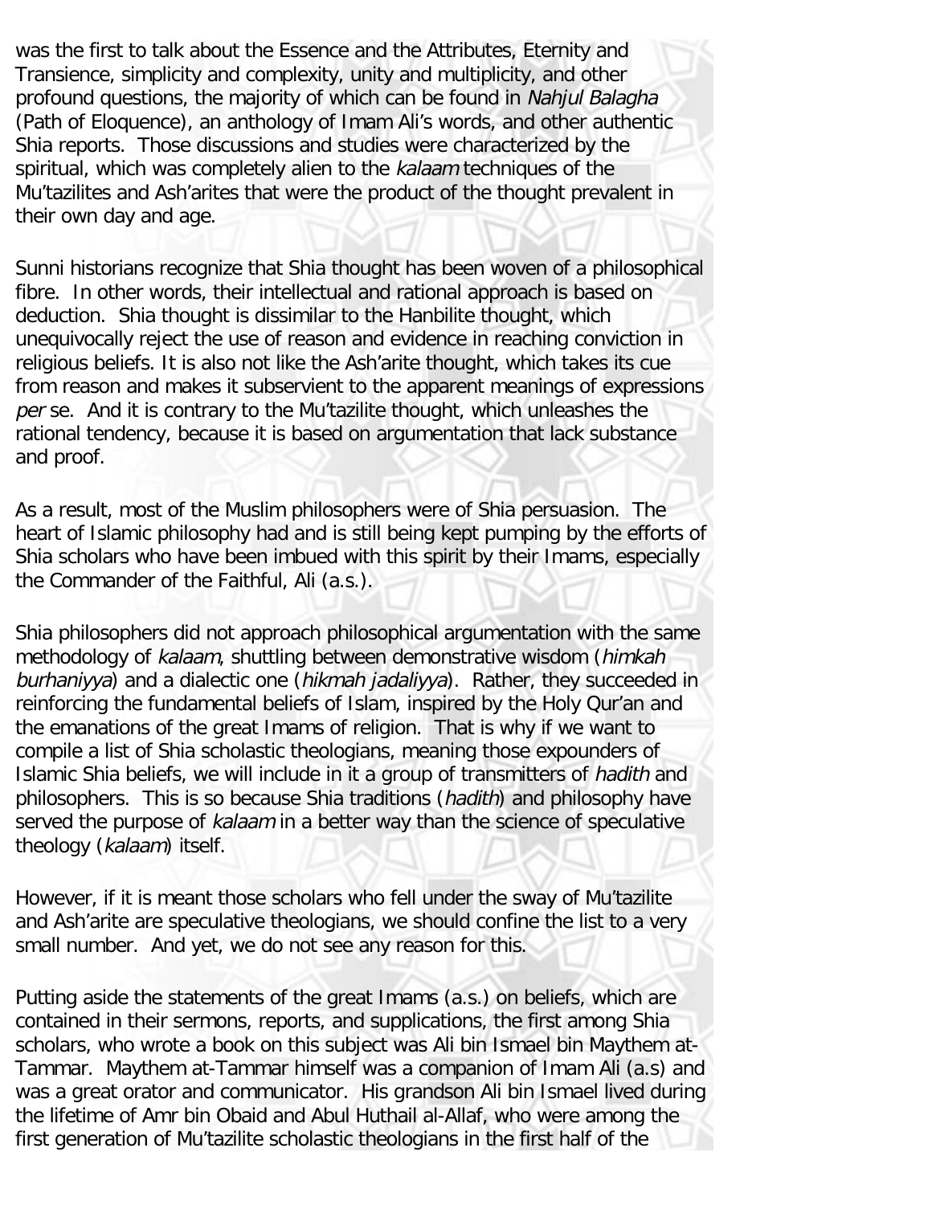was the first to talk about the Essence and the Attributes, Eternity and Transience, simplicity and complexity, unity and multiplicity, and other profound questions, the majority of which can be found in *Nahjul Balagha* (Path of Eloquence), an anthology of Imam Ali's words, and other authentic Shia reports. Those discussions and studies were characterized by the spiritual, which was completely alien to the *kalaam* techniques of the Mu'tazilites and Ash'arites that were the product of the thought prevalent in their own day and age.

Sunni historians recognize that Shia thought has been woven of a philosophical fibre. In other words, their intellectual and rational approach is based on deduction. Shia thought is dissimilar to the Hanbilite thought, which unequivocally reject the use of reason and evidence in reaching conviction in religious beliefs. It is also not like the Ash'arite thought, which takes its cue from reason and makes it subservient to the apparent meanings of expressions *per* se. And it is contrary to the Mu'tazilite thought, which unleashes the rational tendency, because it is based on argumentation that lack substance and proof.

As a result, most of the Muslim philosophers were of Shia persuasion. The heart of Islamic philosophy had and is still being kept pumping by the efforts of Shia scholars who have been imbued with this spirit by their Imams, especially the Commander of the Faithful, Ali (a.s.).

Shia philosophers did not approach philosophical argumentation with the same methodology of *kalaam*, shuttling between demonstrative wisdom (*himkah burhaniyya*) and a dialectic one (*hikmah jadaliyya*). Rather, they succeeded in reinforcing the fundamental beliefs of Islam, inspired by the Holy Qur'an and the emanations of the great Imams of religion. That is why if we want to compile a list of Shia scholastic theologians, meaning those expounders of Islamic Shia beliefs, we will include in it a group of transmitters of *hadith* and philosophers. This is so because Shia traditions (*hadith*) and philosophy have served the purpose of *kalaam* in a better way than the science of speculative theology (*kalaam*) itself.

However, if it is meant those scholars who fell under the sway of Mu'tazilite and Ash'arite are speculative theologians, we should confine the list to a very small number. And yet, we do not see any reason for this.

Putting aside the statements of the great Imams (a.s.) on beliefs, which are contained in their sermons, reports, and supplications, the first among Shia scholars, who wrote a book on this subject was Ali bin Ismael bin Maythem at-Tammar. Maythem at-Tammar himself was a companion of Imam Ali (a.s) and was a great orator and communicator. His grandson Ali bin Ismael lived during the lifetime of Amr bin Obaid and Abul Huthail al-Allaf, who were among the first generation of Mu'tazilite scholastic theologians in the first half of the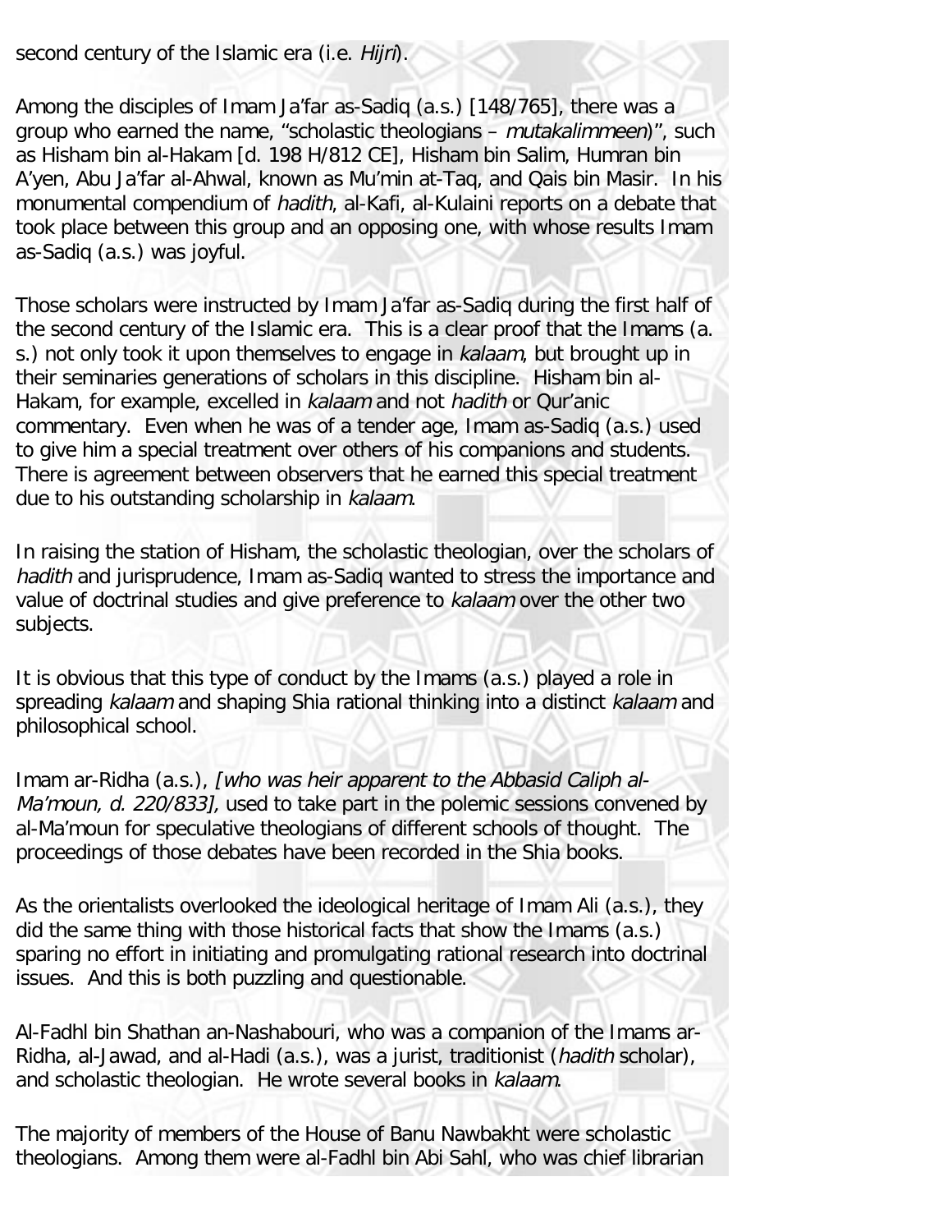second century of the Islamic era (i.e. *Hijri*).

Among the disciples of Imam Ja'far as-Sadiq (a.s.) [148/765], there was a group who earned the name, "scholastic theologians – *mutakalimmeen*)", such as Hisham bin al-Hakam [d. 198 H/812 CE], Hisham bin Salim, Humran bin A'yen, Abu Ja'far al-Ahwal, known as Mu'min at-Taq, and Qais bin Masir. In his monumental compendium of *hadith*, al-Kafi, al-Kulaini reports on a debate that took place between this group and an opposing one, with whose results Imam as-Sadiq (a.s.) was joyful.

Those scholars were instructed by Imam Ja'far as-Sadiq during the first half of the second century of the Islamic era. This is a clear proof that the Imams (a. s.) not only took it upon themselves to engage in *kalaam*, but brought up in their seminaries generations of scholars in this discipline. Hisham bin al-Hakam, for example, excelled in *kalaam* and not *hadith* or Qur'anic commentary. Even when he was of a tender age, Imam as-Sadiq (a.s.) used to give him a special treatment over others of his companions and students. There is agreement between observers that he earned this special treatment due to his outstanding scholarship in *kalaam*.

In raising the station of Hisham, the scholastic theologian, over the scholars of *hadith* and jurisprudence, Imam as-Sadiq wanted to stress the importance and value of doctrinal studies and give preference to *kalaam* over the other two subjects.

It is obvious that this type of conduct by the Imams (a.s.) played a role in spreading *kalaam* and shaping Shia rational thinking into a distinct *kalaam* and philosophical school.

Imam ar-Ridha (a.s.), *[who was heir apparent to the Abbasid Caliph al-Ma'moun, d. 220/833]*, used to take part in the polemic sessions convened by al-Ma'moun for speculative theologians of different schools of thought. The proceedings of those debates have been recorded in the Shia books.

As the orientalists overlooked the ideological heritage of Imam Ali (a.s.), they did the same thing with those historical facts that show the Imams (a.s.) sparing no effort in initiating and promulgating rational research into doctrinal issues. And this is both puzzling and questionable.

Al-Fadhl bin Shathan an-Nashabouri, who was a companion of the Imams ar-Ridha, al-Jawad, and al-Hadi (a.s.), was a jurist, traditionist (*hadith* scholar), and scholastic theologian. He wrote several books in *kalaam*.

The majority of members of the House of Banu Nawbakht were scholastic theologians. Among them were al-Fadhl bin Abi Sahl, who was chief librarian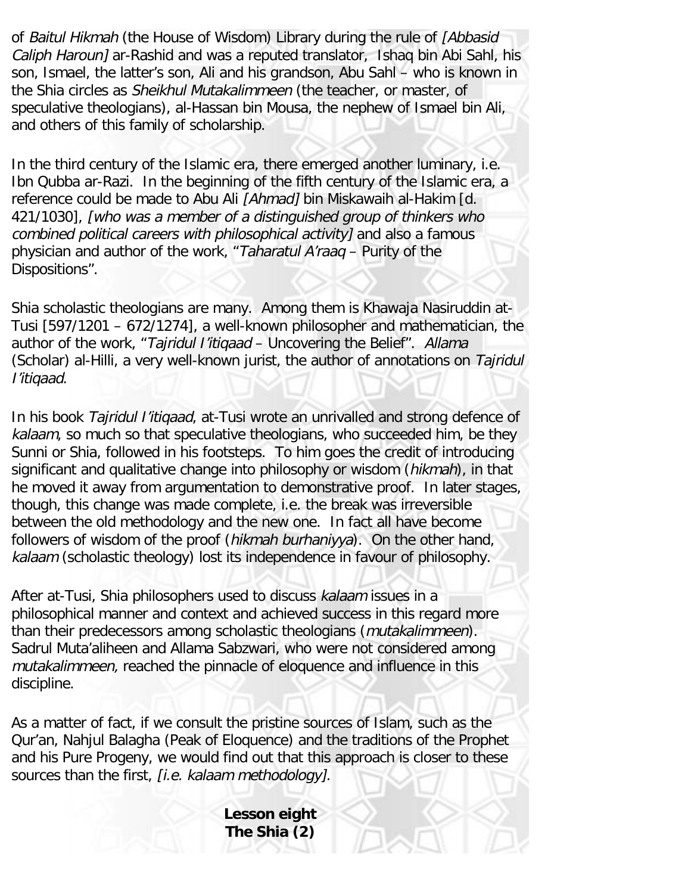of *Baitul Hikmah* (the House of Wisdom) Library during the rule of *[Abbasid Caliph Haroun]* ar-Rashid and was a reputed translator, Ishaq bin Abi Sahl, his son, Ismael, the latter's son, Ali and his grandson, Abu Sahl – who is known in the Shia circles as *Sheikhul Mutakalimmeen* (the teacher, or master, of speculative theologians), al-Hassan bin Mousa, the nephew of Ismael bin Ali, and others of this family of scholarship.

In the third century of the Islamic era, there emerged another luminary, i.e. Ibn Qubba ar-Razi. In the beginning of the fifth century of the Islamic era, a reference could be made to Abu Ali *[Ahmad]* bin Miskawaih al-Hakim [d. 421/1030], *[who was a member of a distinguished group of thinkers who combined political careers with philosophical activity]* and also a famous physician and author of the work, "*Taharatul A'raaq* – Purity of the Dispositions".

Shia scholastic theologians are many. Among them is Khawaja Nasiruddin at-Tusi [597/1201 – 672/1274], a well-known philosopher and mathematician, the author of the work, "*Tajridul I'itiqaad* – Uncovering the Belief". *Allama* (Scholar) al-Hilli, a very well-known jurist, the author of annotations on *Tajridul I'itiqaad*.

In his book *Tajridul I'itiqaad*, at-Tusi wrote an unrivalled and strong defence of *kalaam*, so much so that speculative theologians, who succeeded him, be they Sunni or Shia, followed in his footsteps. To him goes the credit of introducing significant and qualitative change into philosophy or wisdom (*hikmah*), in that he moved it away from argumentation to demonstrative proof. In later stages, though, this change was made complete, i.e. the break was irreversible between the old methodology and the new one. In fact all have become followers of wisdom of the proof (*hikmah burhaniyya*). On the other hand, *kalaam* (scholastic theology) lost its independence in favour of philosophy.

After at-Tusi, Shia philosophers used to discuss *kalaam* issues in a philosophical manner and context and achieved success in this regard more than their predecessors among scholastic theologians (*mutakalimmeen*). Sadrul Muta'aliheen and Allama Sabzwari, who were not considered among *mutakalimmeen,* reached the pinnacle of eloquence and influence in this discipline.

As a matter of fact, if we consult the pristine sources of Islam, such as the Qur'an, Nahjul Balagha (Peak of Eloquence) and the traditions of the Prophet and his Pure Progeny, we would find out that this approach is closer to these sources than the first, *[i.e. kalaam methodology].*

## Lesson eight
## The Shia (2)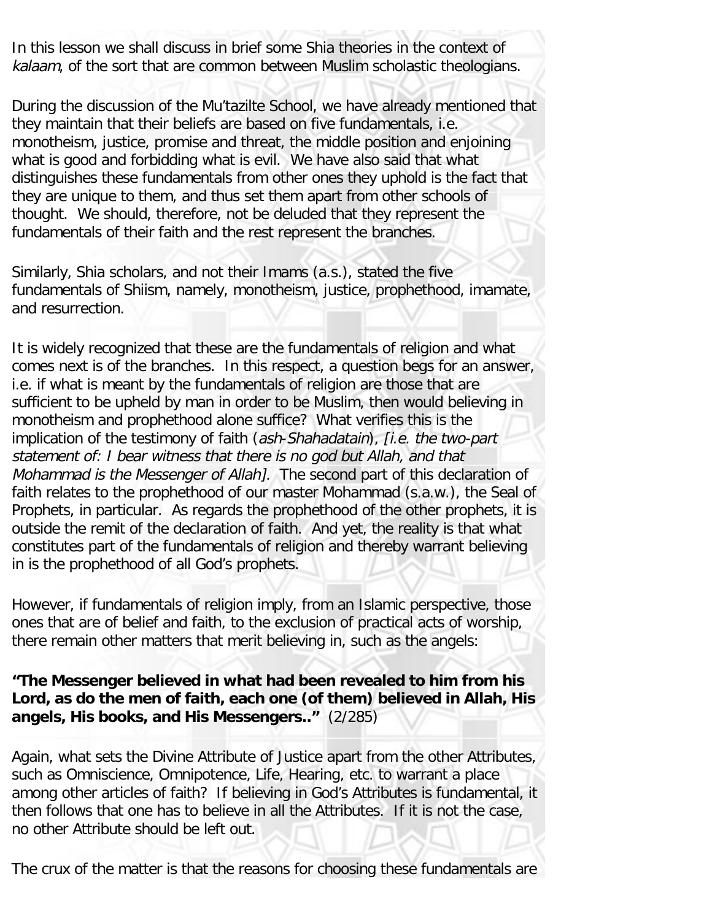In this lesson we shall discuss in brief some Shia theories in the context of *kalaam*, of the sort that are common between Muslim scholastic theologians.

During the discussion of the Mu'tazilte School, we have already mentioned that they maintain that their beliefs are based on five fundamentals, i.e. monotheism, justice, promise and threat, the middle position and enjoining what is good and forbidding what is evil. We have also said that what distinguishes these fundamentals from other ones they uphold is the fact that they are unique to them, and thus set them apart from other schools of thought. We should, therefore, not be deluded that they represent the fundamentals of their faith and the rest represent the branches.

Similarly, Shia scholars, and not their Imams (a.s.), stated the five fundamentals of Shiism, namely, monotheism, justice, prophethood, imamate, and resurrection.

It is widely recognized that these are the fundamentals of religion and what comes next is of the branches. In this respect, a question begs for an answer, i.e. if what is meant by the fundamentals of religion are those that are sufficient to be upheld by man in order to be Muslim, then would believing in monotheism and prophethood alone suffice? What verifies this is the implication of the testimony of faith (*ash-Shahadatain*), *[i.e. the two-part statement of: I bear witness that there is no god but Allah, and that Mohammad is the Messenger of Allah].* The second part of this declaration of faith relates to the prophethood of our master Mohammad (s.a.w.), the Seal of Prophets, in particular. As regards the prophethood of the other prophets, it is outside the remit of the declaration of faith. And yet, the reality is that what constitutes part of the fundamentals of religion and thereby warrant believing in is the prophethood of all God's prophets.

However, if fundamentals of religion imply, from an Islamic perspective, those ones that are of belief and faith, to the exclusion of practical acts of worship, there remain other matters that merit believing in, such as the angels:

**"The Messenger believed in what had been revealed to him from his Lord, as do the men of faith, each one (of them) believed in Allah, His angels, His books, and His Messengers.."** (2/285)

Again, what sets the Divine Attribute of Justice apart from the other Attributes, such as Omniscience, Omnipotence, Life, Hearing, etc. to warrant a place among other articles of faith? If believing in God's Attributes is fundamental, it then follows that one has to believe in all the Attributes. If it is not the case, no other Attribute should be left out.

The crux of the matter is that the reasons for choosing these fundamentals are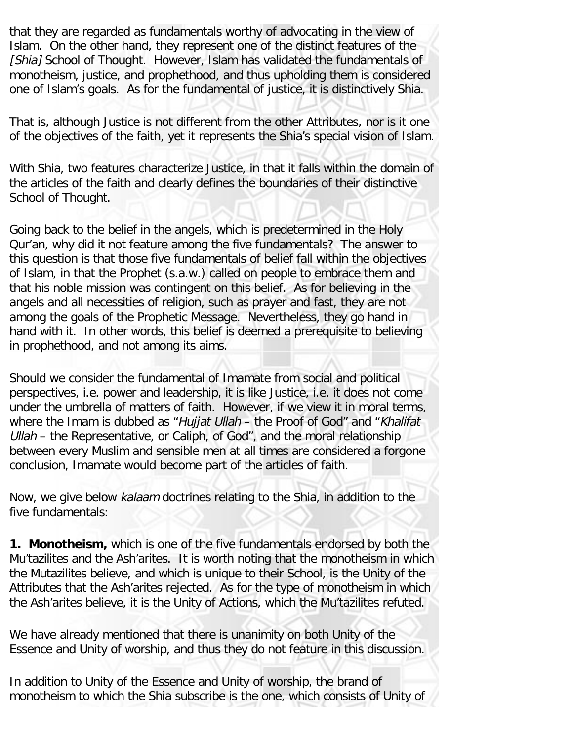that they are regarded as fundamentals worthy of advocating in the view of Islam. On the other hand, they represent one of the distinct features of the *[Shia]* School of Thought. However, Islam has validated the fundamentals of monotheism, justice, and prophethood, and thus upholding them is considered one of Islam's goals. As for the fundamental of justice, it is distinctively Shia.

That is, although Justice is not different from the other Attributes, nor is it one of the objectives of the faith, yet it represents the Shia's special vision of Islam.

With Shia, two features characterize Justice, in that it falls within the domain of the articles of the faith and clearly defines the boundaries of their distinctive School of Thought.

Going back to the belief in the angels, which is predetermined in the Holy Qur'an, why did it not feature among the five fundamentals? The answer to this question is that those five fundamentals of belief fall within the objectives of Islam, in that the Prophet (s.a.w.) called on people to embrace them and that his noble mission was contingent on this belief. As for believing in the angels and all necessities of religion, such as prayer and fast, they are not among the goals of the Prophetic Message. Nevertheless, they go hand in hand with it. In other words, this belief is deemed a prerequisite to believing in prophethood, and not among its aims.

Should we consider the fundamental of Imamate from social and political perspectives, i.e. power and leadership, it is like Justice, i.e. it does not come under the umbrella of matters of faith. However, if we view it in moral terms, where the Imam is dubbed as "*Hujjat Ullah* – the Proof of God" and "*Khalifat Ullah* – the Representative, or Caliph, of God", and the moral relationship between every Muslim and sensible men at all times are considered a forgone conclusion, Imamate would become part of the articles of faith.

Now, we give below *kalaam* doctrines relating to the Shia, in addition to the five fundamentals:

**1. Monotheism,** which is one of the five fundamentals endorsed by both the Mu'tazilites and the Ash'arites. It is worth noting that the monotheism in which the Mutazilites believe, and which is unique to their School, is the Unity of the Attributes that the Ash'arites rejected. As for the type of monotheism in which the Ash'arites believe, it is the Unity of Actions, which the Mu'tazilites refuted.

We have already mentioned that there is unanimity on both Unity of the Essence and Unity of worship, and thus they do not feature in this discussion.

In addition to Unity of the Essence and Unity of worship, the brand of monotheism to which the Shia subscribe is the one, which consists of Unity of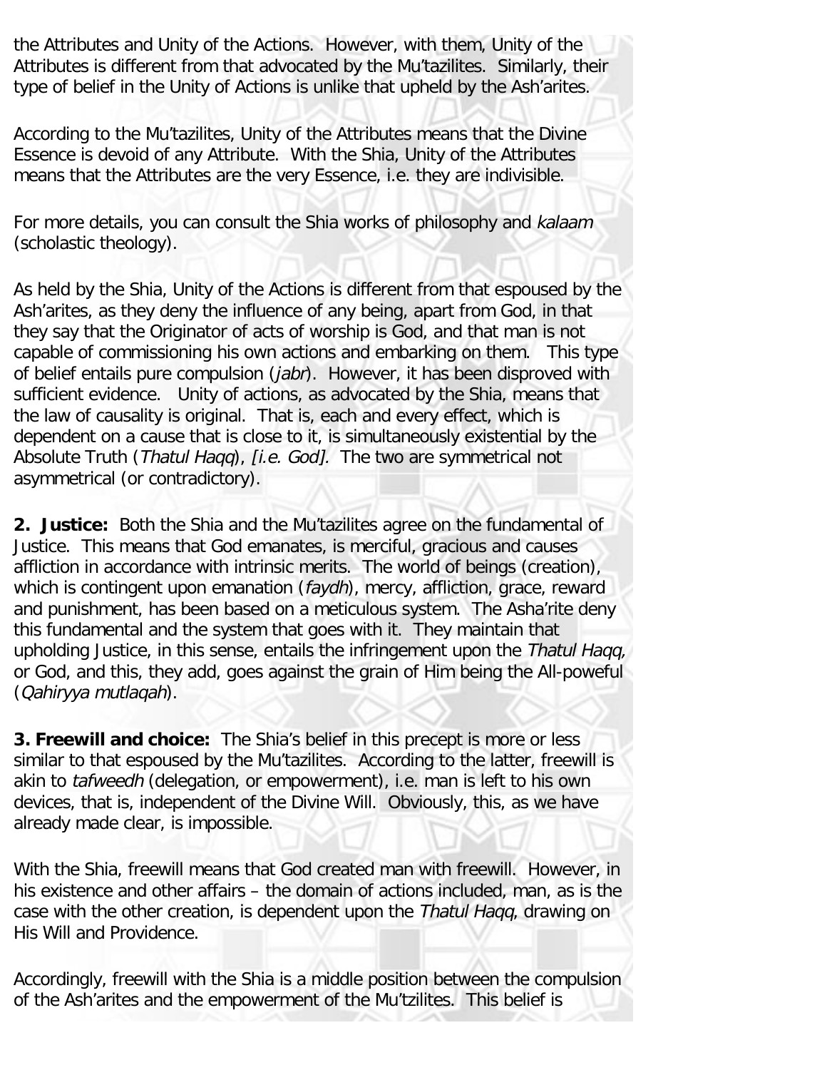the Attributes and Unity of the Actions. However, with them, Unity of the Attributes is different from that advocated by the Mu'tazilites. Similarly, their type of belief in the Unity of Actions is unlike that upheld by the Ash'arites.

According to the Mu'tazilites, Unity of the Attributes means that the Divine Essence is devoid of any Attribute. With the Shia, Unity of the Attributes means that the Attributes are the very Essence, i.e. they are indivisible.

For more details, you can consult the Shia works of philosophy and *kalaam* (scholastic theology).

As held by the Shia, Unity of the Actions is different from that espoused by the Ash'arites, as they deny the influence of any being, apart from God, in that they say that the Originator of acts of worship is God, and that man is not capable of commissioning his own actions and embarking on them. This type of belief entails pure compulsion (*jabr*). However, it has been disproved with sufficient evidence. Unity of actions, as advocated by the Shia, means that the law of causality is original. That is, each and every effect, which is dependent on a cause that is close to it, is simultaneously existential by the Absolute Truth (*Thatul Haqq*), *[i.e. God].* The two are symmetrical not asymmetrical (or contradictory).

**2. Justice:** Both the Shia and the Mu'tazilites agree on the fundamental of Justice. This means that God emanates, is merciful, gracious and causes affliction in accordance with intrinsic merits. The world of beings (creation), which is contingent upon emanation (*faydh*), mercy, affliction, grace, reward and punishment, has been based on a meticulous system. The Asha'rite deny this fundamental and the system that goes with it. They maintain that upholding Justice, in this sense, entails the infringement upon the *Thatul Haqq,* or God, and this, they add, goes against the grain of Him being the All-poweful (*Qahiryya mutlaqah*).

**3. Freewill and choice:** The Shia's belief in this precept is more or less similar to that espoused by the Mu'tazilites. According to the latter, freewill is akin to *tafweedh* (delegation, or empowerment), i.e. man is left to his own devices, that is, independent of the Divine Will. Obviously, this, as we have already made clear, is impossible.

With the Shia, freewill means that God created man with freewill. However, in his existence and other affairs – the domain of actions included, man, as is the case with the other creation, is dependent upon the *Thatul Haqq*, drawing on His Will and Providence.

Accordingly, freewill with the Shia is a middle position between the compulsion of the Ash'arites and the empowerment of the Mu'tzilites. This belief is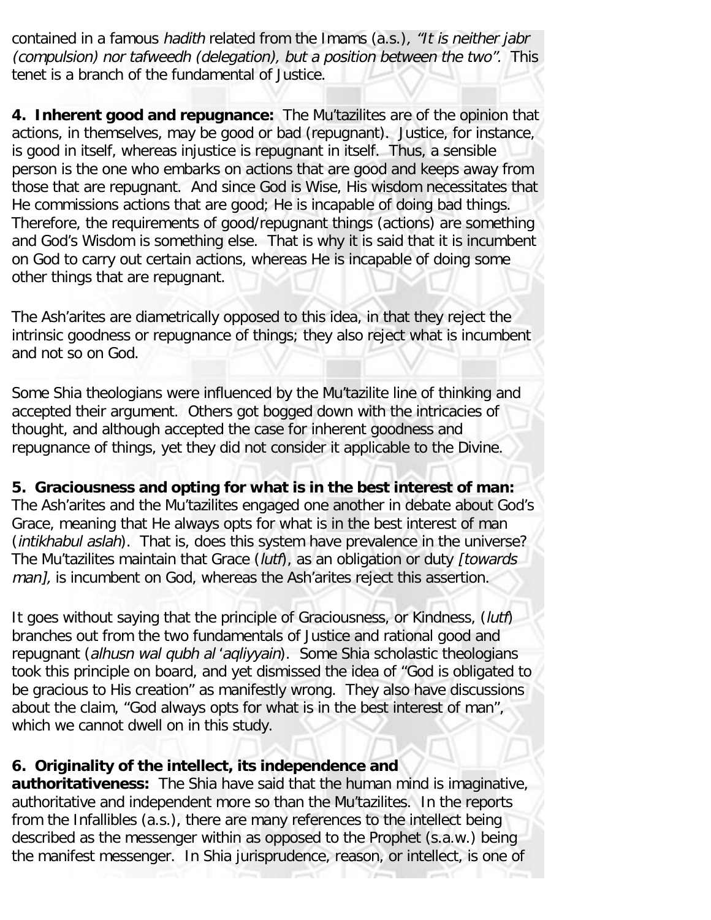contained in a famous *hadith* related from the Imams (a.s.), *"It is neither jabr (compulsion) nor tafweedh (delegation), but a position between the two".* This tenet is a branch of the fundamental of Justice.

**4. Inherent good and repugnance:** The Mu'tazilites are of the opinion that actions, in themselves, may be good or bad (repugnant). Justice, for instance, is good in itself, whereas injustice is repugnant in itself. Thus, a sensible person is the one who embarks on actions that are good and keeps away from those that are repugnant. And since God is Wise, His wisdom necessitates that He commissions actions that are good; He is incapable of doing bad things. Therefore, the requirements of good/repugnant things (actions) are something and God's Wisdom is something else. That is why it is said that it is incumbent on God to carry out certain actions, whereas He is incapable of doing some other things that are repugnant.

The Ash'arites are diametrically opposed to this idea, in that they reject the intrinsic goodness or repugnance of things; they also reject what is incumbent and not so on God.

Some Shia theologians were influenced by the Mu'tazilite line of thinking and accepted their argument. Others got bogged down with the intricacies of thought, and although accepted the case for inherent goodness and repugnance of things, yet they did not consider it applicable to the Divine.

**5. Graciousness and opting for what is in the best interest of man:** The Ash'arites and the Mu'tazilites engaged one another in debate about God's Grace, meaning that He always opts for what is in the best interest of man (*intikhabul aslah*). That is, does this system have prevalence in the universe? The Mu'tazilites maintain that Grace (*lutf*), as an obligation or duty *[towards man],* is incumbent on God, whereas the Ash'arites reject this assertion.

It goes without saying that the principle of Graciousness, or Kindness, (*lutf*) branches out from the two fundamentals of Justice and rational good and repugnant (*alhusn wal qubh al 'aqliyyain*). Some Shia scholastic theologians took this principle on board, and yet dismissed the idea of "God is obligated to be gracious to His creation" as manifestly wrong. They also have discussions about the claim, "God always opts for what is in the best interest of man", which we cannot dwell on in this study.

**6. Originality of the intellect, its independence and authoritativeness:** The Shia have said that the human mind is imaginative, authoritative and independent more so than the Mu'tazilites. In the reports from the Infallibles (a.s.), there are many references to the intellect being described as the messenger within as opposed to the Prophet (s.a.w.) being the manifest messenger. In Shia jurisprudence, reason, or intellect, is one of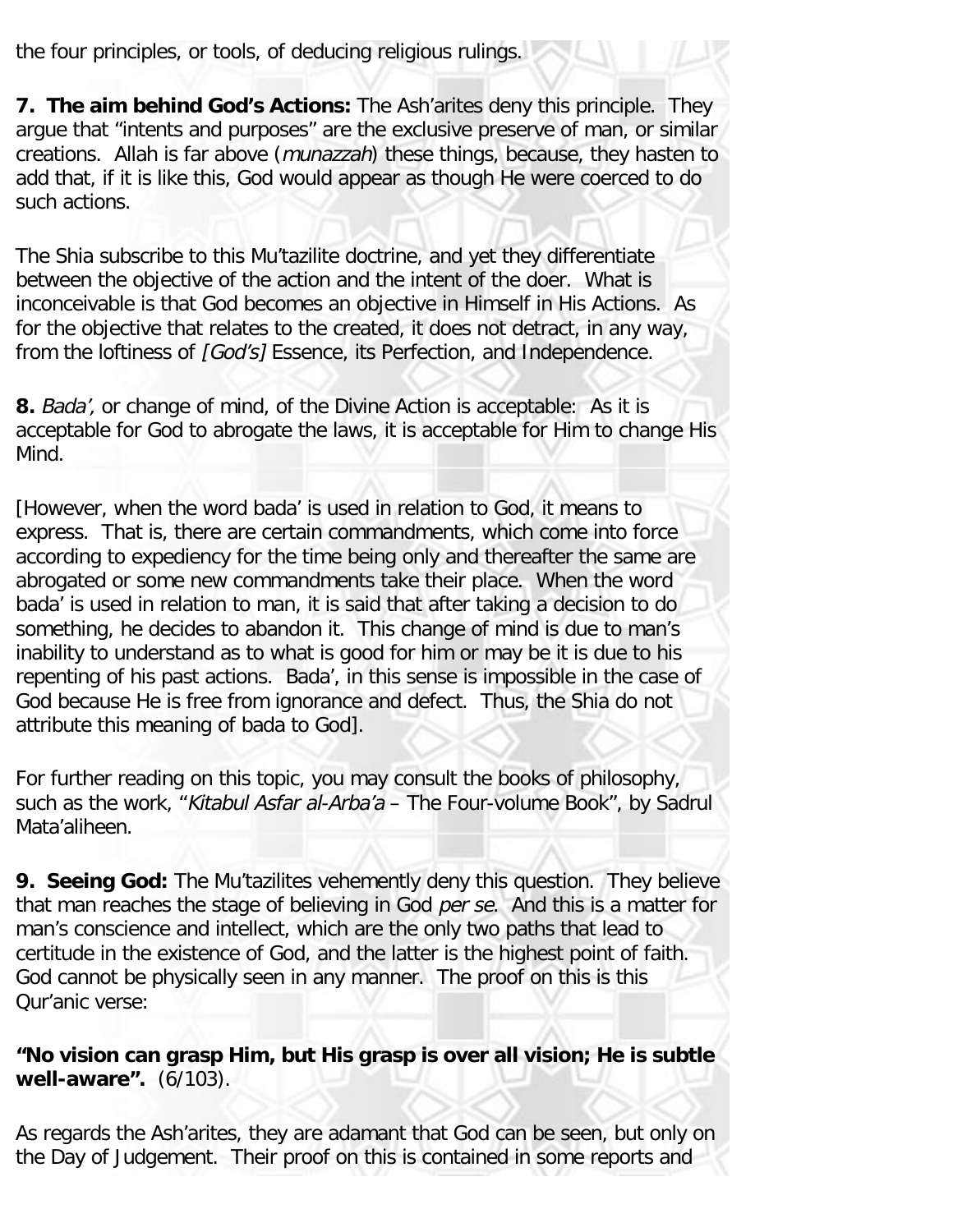the four principles, or tools, of deducing religious rulings.

**7. The aim behind God's Actions:** The Ash'arites deny this principle. They argue that "intents and purposes" are the exclusive preserve of man, or similar creations. Allah is far above (*munazzah*) these things, because, they hasten to add that, if it is like this, God would appear as though He were coerced to do such actions.

The Shia subscribe to this Mu'tazilite doctrine, and yet they differentiate between the objective of the action and the intent of the doer. What is inconceivable is that God becomes an objective in Himself in His Actions. As for the objective that relates to the created, it does not detract, in any way, from the loftiness of *[God's]* Essence, its Perfection, and Independence.

**8.** *Bada',* or change of mind, of the Divine Action is acceptable: As it is acceptable for God to abrogate the laws, it is acceptable for Him to change His Mind.

[However, when the word bada' is used in relation to God, it means to express. That is, there are certain commandments, which come into force according to expediency for the time being only and thereafter the same are abrogated or some new commandments take their place. When the word bada' is used in relation to man, it is said that after taking a decision to do something, he decides to abandon it. This change of mind is due to man's inability to understand as to what is good for him or may be it is due to his repenting of his past actions. Bada', in this sense is impossible in the case of God because He is free from ignorance and defect. Thus, the Shia do not attribute this meaning of bada to God].

For further reading on this topic, you may consult the books of philosophy, such as the work, "*Kitabul Asfar al-Arba'a* – The Four-volume Book", by Sadrul Mata'aliheen.

**9. Seeing God:** The Mu'tazilites vehemently deny this question. They believe that man reaches the stage of believing in God *per se*. And this is a matter for man's conscience and intellect, which are the only two paths that lead to certitude in the existence of God, and the latter is the highest point of faith. God cannot be physically seen in any manner. The proof on this is this Qur'anic verse:

**"No vision can grasp Him, but His grasp is over all vision; He is subtle well-aware".** (6/103).

As regards the Ash'arites, they are adamant that God can be seen, but only on the Day of Judgement. Their proof on this is contained in some reports and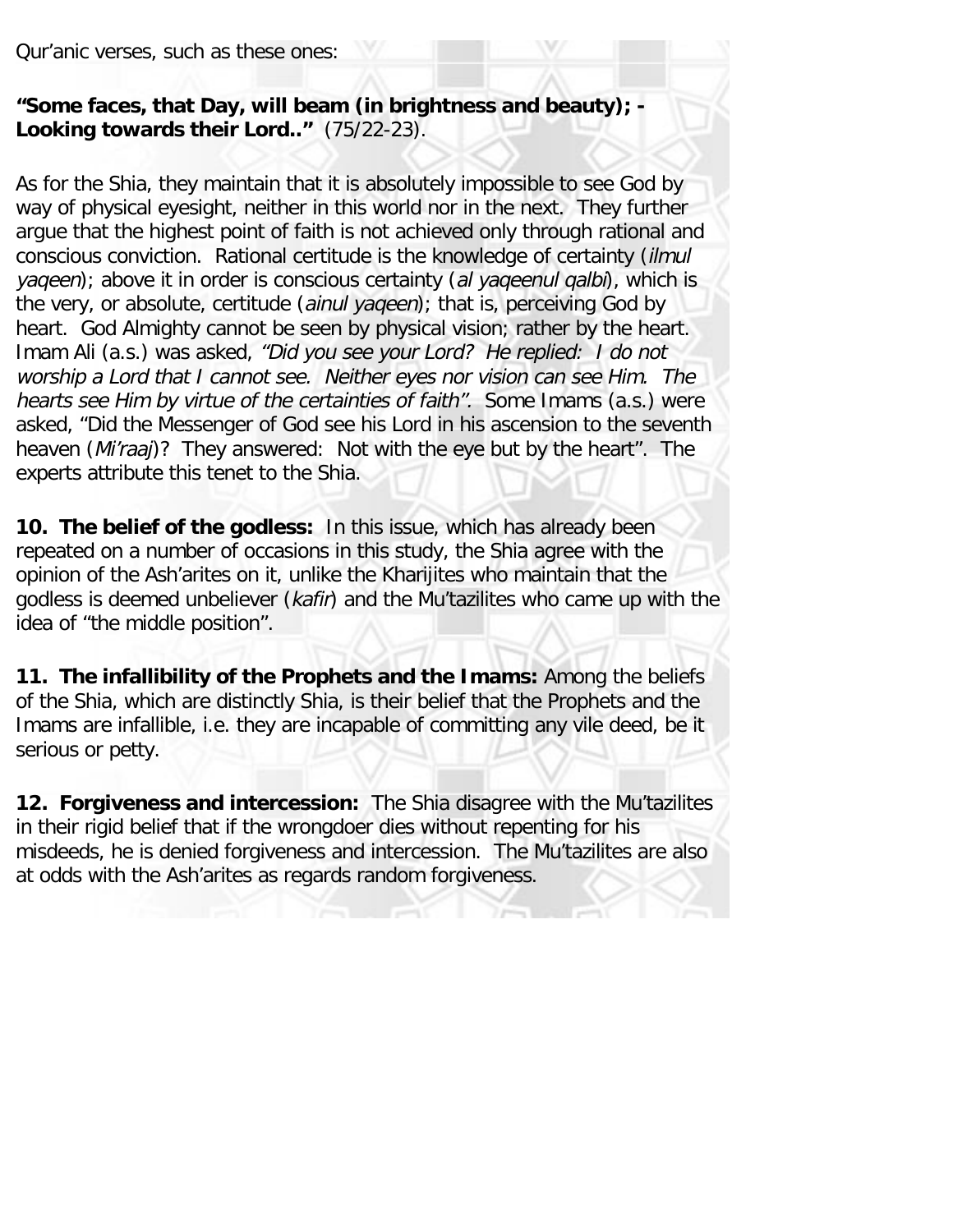Qur'anic verses, such as these ones:

**"Some faces, that Day, will beam (in brightness and beauty); - Looking towards their Lord.."** (75/22-23).

As for the Shia, they maintain that it is absolutely impossible to see God by way of physical eyesight, neither in this world nor in the next. They further argue that the highest point of faith is not achieved only through rational and conscious conviction. Rational certitude is the knowledge of certainty (*ilmul yaqeen*); above it in order is conscious certainty (*al yaqeenul qalbi*), which is the very, or absolute, certitude (*ainul yaqeen*); that is, perceiving God by heart. God Almighty cannot be seen by physical vision; rather by the heart. Imam Ali (a.s.) was asked, *"Did you see your Lord? He replied: I do not worship a Lord that I cannot see. Neither eyes nor vision can see Him. The hearts see Him by virtue of the certainties of faith".* Some Imams (a.s.) were asked, "Did the Messenger of God see his Lord in his ascension to the seventh heaven (*Mi'raaj*)? They answered: Not with the eye but by the heart". The experts attribute this tenet to the Shia.

**10. The belief of the godless:** In this issue, which has already been repeated on a number of occasions in this study, the Shia agree with the opinion of the Ash'arites on it, unlike the Kharijites who maintain that the godless is deemed unbeliever (*kafir*) and the Mu'tazilites who came up with the idea of "the middle position".

**11. The infallibility of the Prophets and the Imams:** Among the beliefs of the Shia, which are distinctly Shia, is their belief that the Prophets and the Imams are infallible, i.e. they are incapable of committing any vile deed, be it serious or petty.

**12. Forgiveness and intercession:** The Shia disagree with the Mu'tazilites in their rigid belief that if the wrongdoer dies without repenting for his misdeeds, he is denied forgiveness and intercession. The Mu'tazilites are also at odds with the Ash'arites as regards random forgiveness.